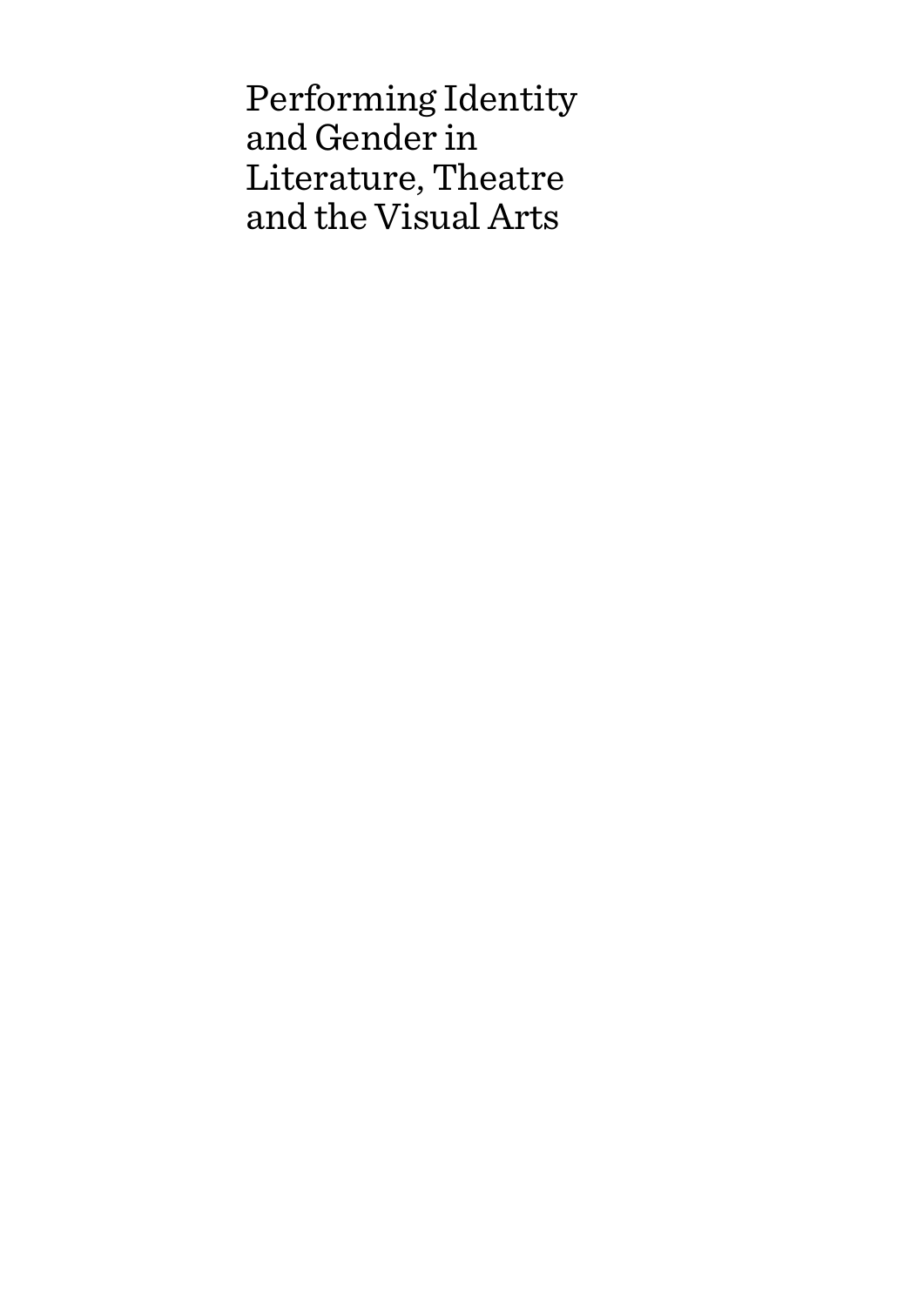# Performing Identity and Gender in Literature, Theatre and the Visual Arts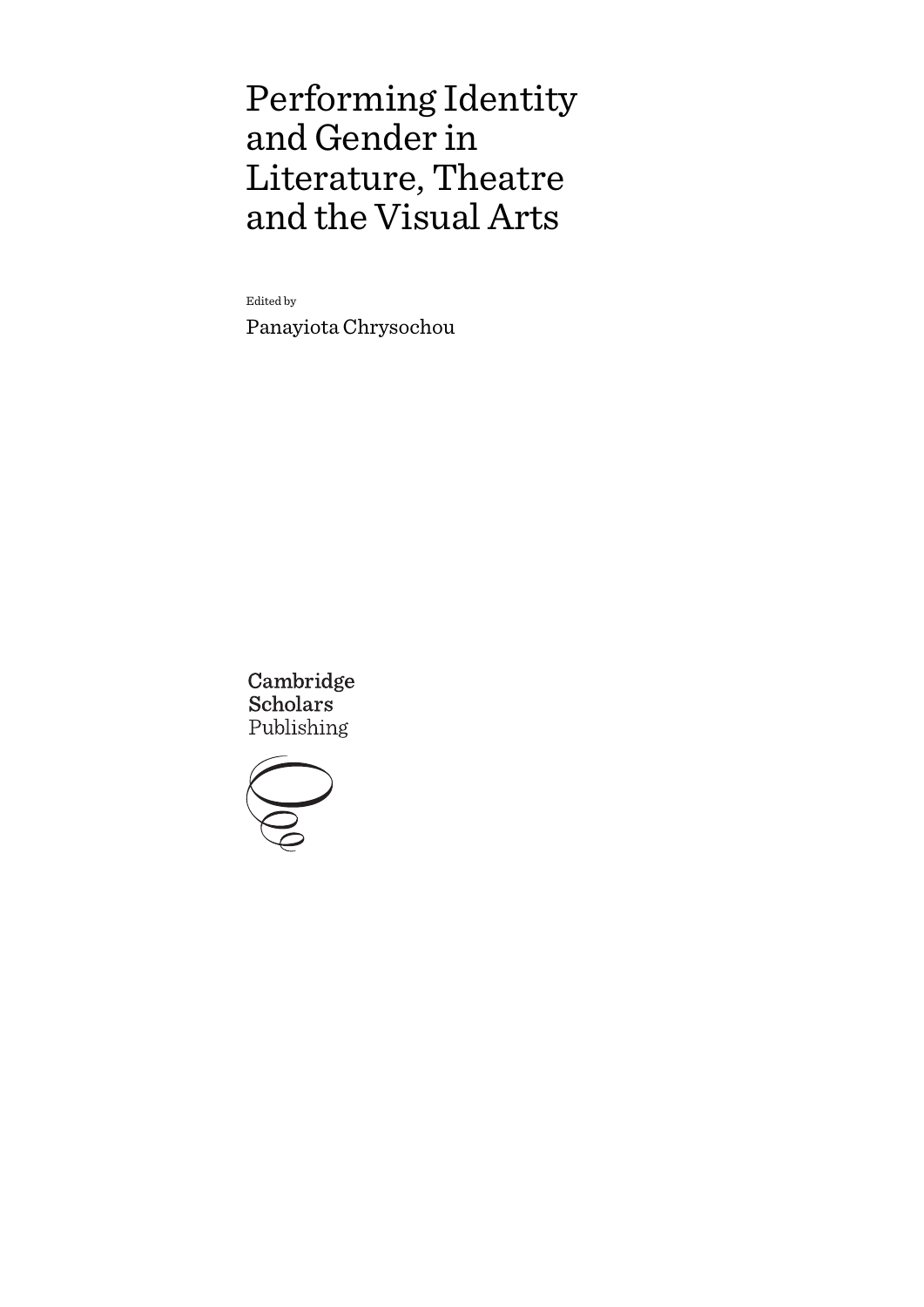# Performing Identity and Gender in Literature, Theatre and the Visual Arts

Edited by

Panayiota Chrysochou

Cambridge Scholars Publishing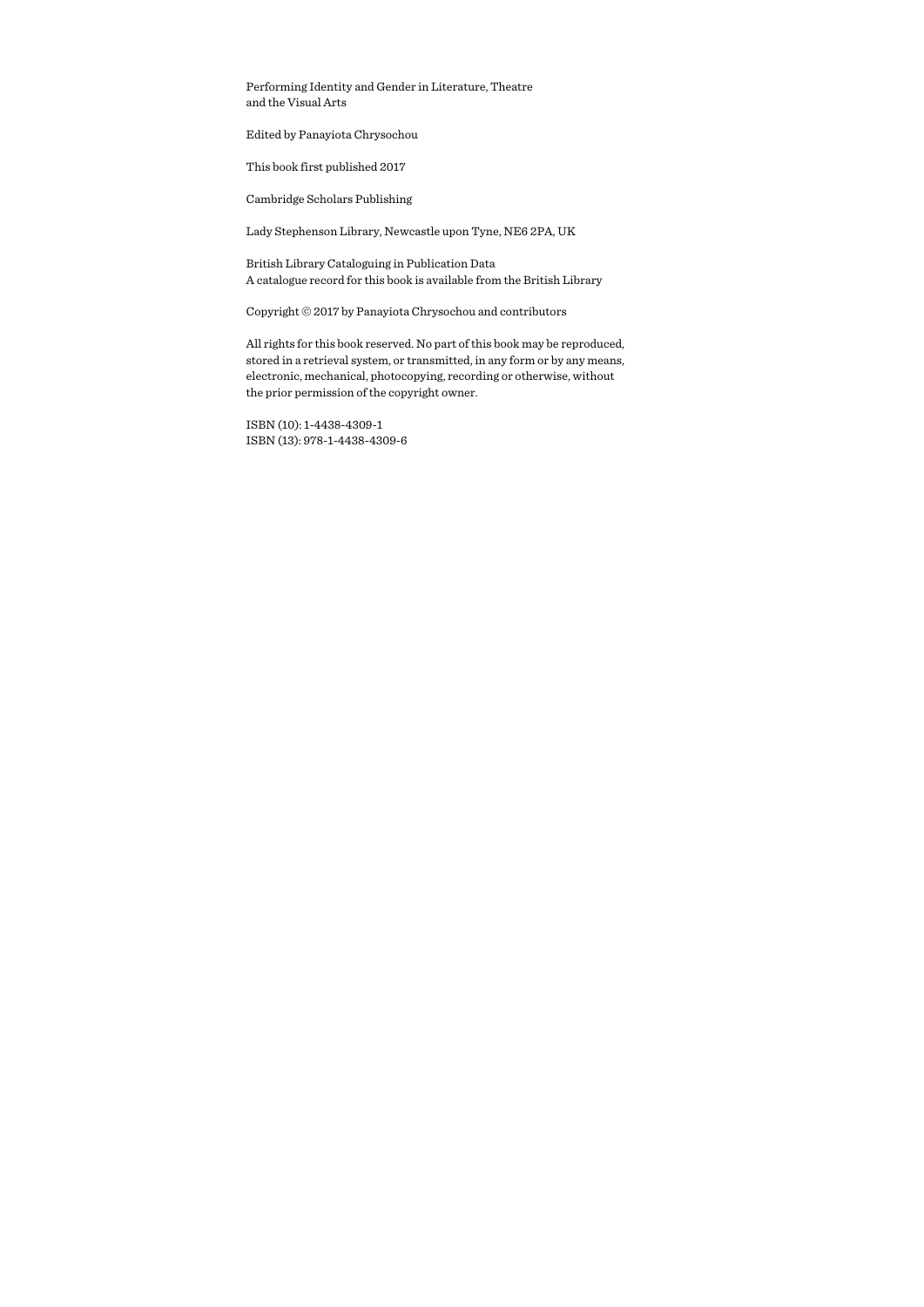Performing Identity and Gender in Literature, Theatre and the Visual Arts

Edited by Panayiota Chrysochou

This book first published 2017

Cambridge Scholars Publishing

Lady Stephenson Library, Newcastle upon Tyne, NE6 2PA, UK

British Library Cataloguing in Publication Data
A catalogue record for this book is available from the British Library

Copyright © 2017 by Panayiota Chrysochou and contributors

All rights for this book reserved. No part of this book may be reproduced, stored in a retrieval system, or transmitted, in any form or by any means, electronic, mechanical, photocopying, recording or otherwise, without the prior permission of the copyright owner.

ISBN (10): 1-4438-4309-1
ISBN (13): 978-1-4438-4309-6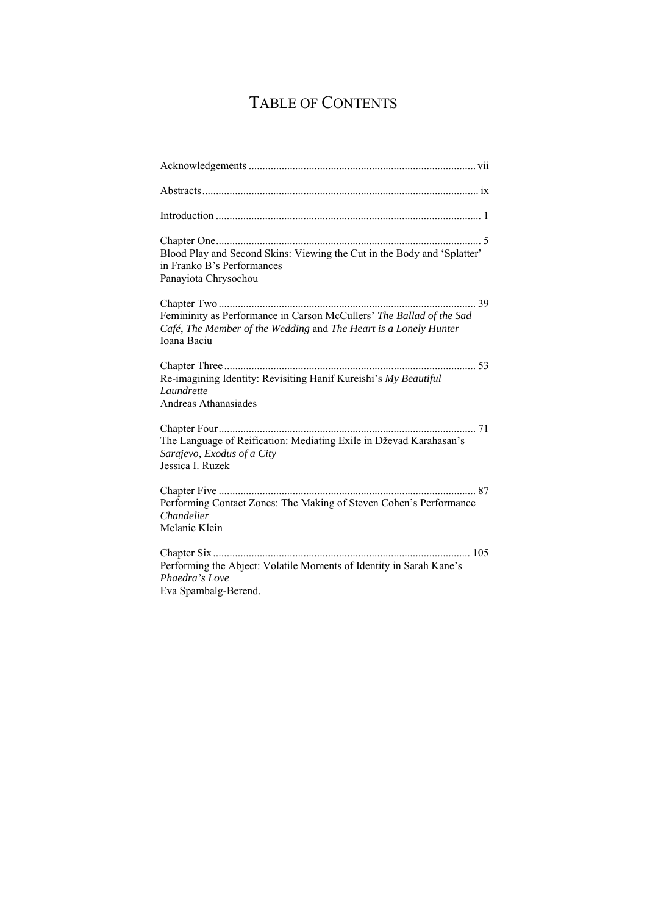# TABLE OF CONTENTS

Acknowledgements .................................................................................. vii

Abstracts.................................................................................................... ix

Introduction ................................................................................................ 1

Chapter One................................................................................................ 5
Blood Play and Second Skins: Viewing the Cut in the Body and 'Splatter' in Franko B's Performances
Panayiota Chrysochou

Chapter Two ............................................................................................. 39
Femininity as Performance in Carson McCullers' *The Ballad of the Sad Café*, *The Member of the Wedding* and *The Heart is a Lonely Hunter*
Ioana Baciu

Chapter Three ........................................................................................... 53
Re-imagining Identity: Revisiting Hanif Kureishi's *My Beautiful Laundrette*
Andreas Athanasiades

Chapter Four............................................................................................. 71
The Language of Reification: Mediating Exile in Dževad Karahasan's *Sarajevo, Exodus of a City*
Jessica I. Ruzek

Chapter Five ............................................................................................. 87
Performing Contact Zones: The Making of Steven Cohen's Performance *Chandelier*
Melanie Klein

Chapter Six ............................................................................................. 105
Performing the Abject: Volatile Moments of Identity in Sarah Kane's *Phaedra's Love*
Eva Spambalg-Berend.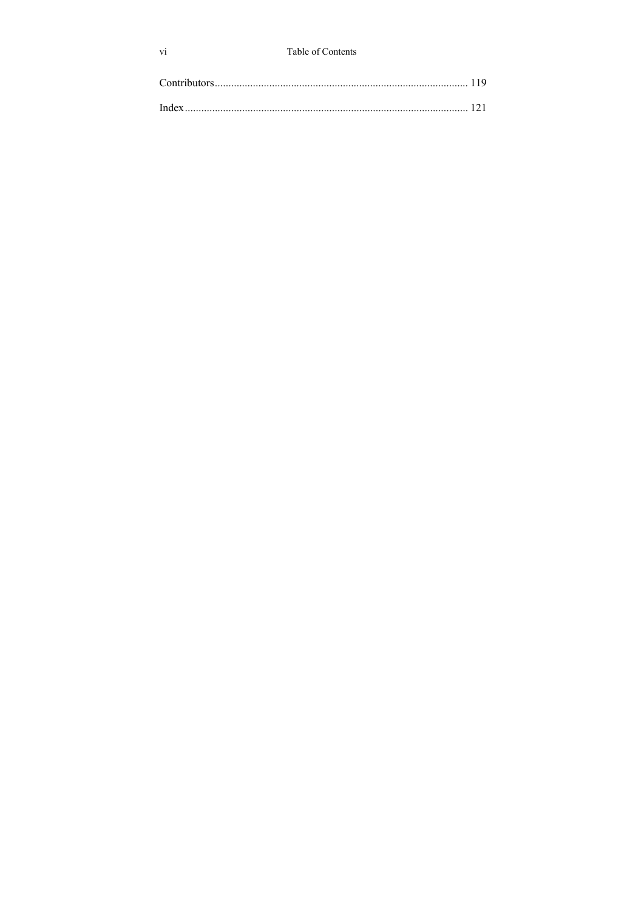Contributors ........................................................................................... 119

Index ...................................................................................................... 121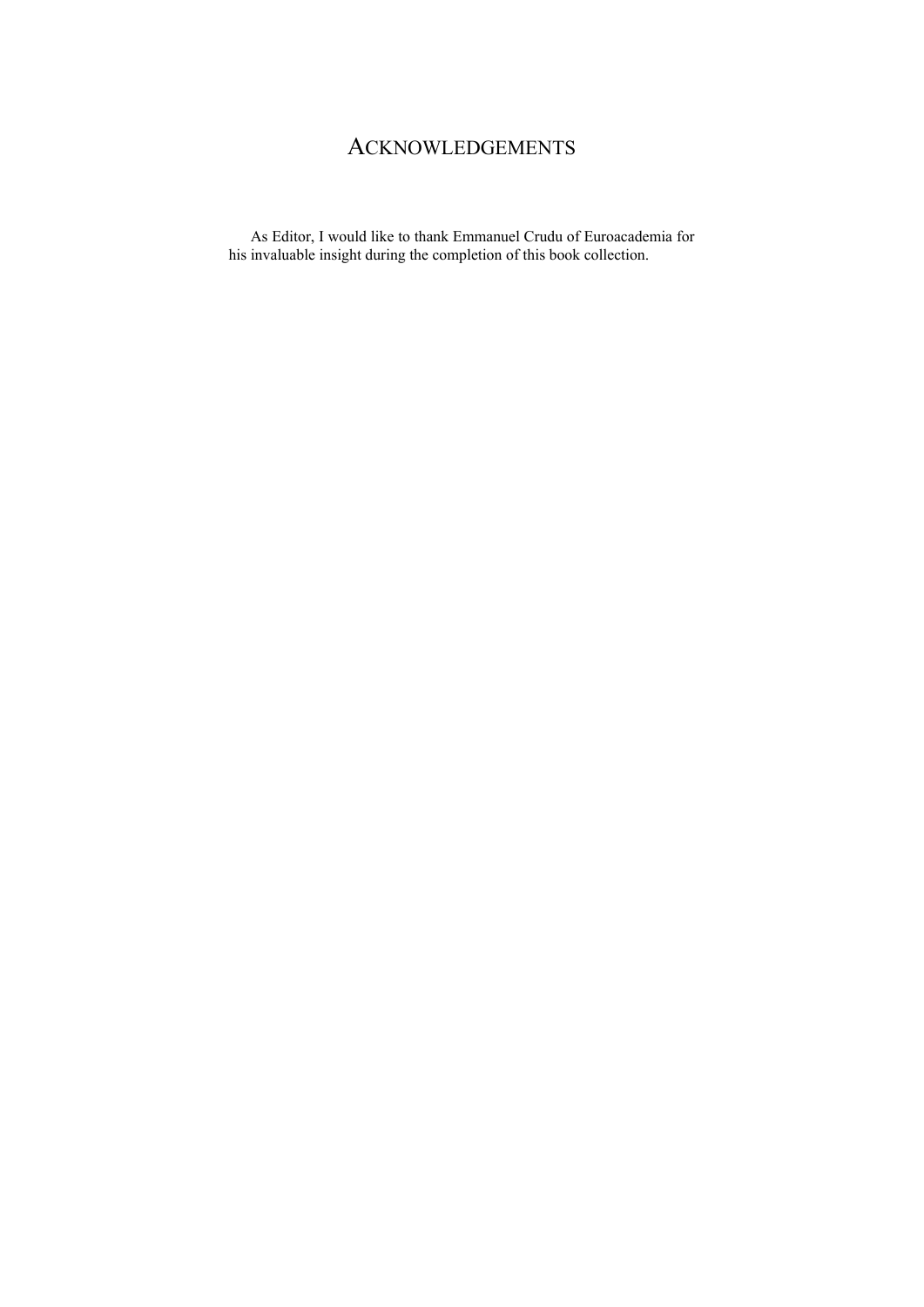# ACKNOWLEDGEMENTS

As Editor, I would like to thank Emmanuel Crudu of Euroacademia for his invaluable insight during the completion of this book collection.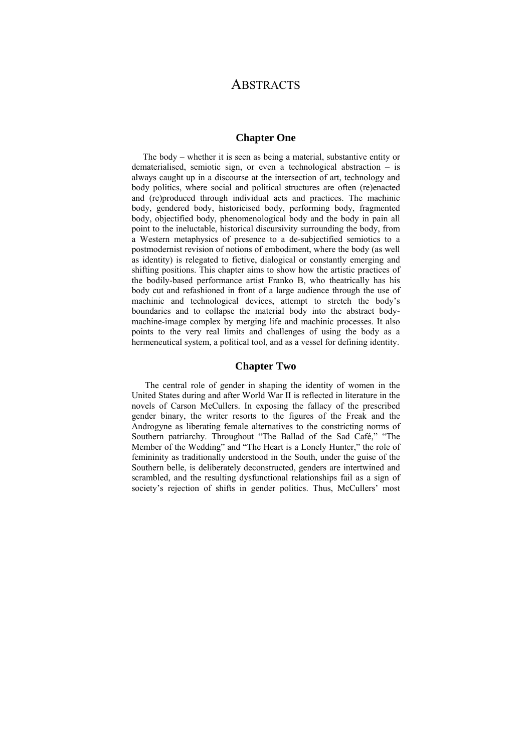# Abstracts

## Chapter One

The body – whether it is seen as being a material, substantive entity or dematerialised, semiotic sign, or even a technological abstraction – is always caught up in a discourse at the intersection of art, technology and body politics, where social and political structures are often (re)enacted and (re)produced through individual acts and practices. The machinic body, gendered body, historicised body, performing body, fragmented body, objectified body, phenomenological body and the body in pain all point to the ineluctable, historical discursivity surrounding the body, from a Western metaphysics of presence to a de-subjectified semiotics to a postmodernist revision of notions of embodiment, where the body (as well as identity) is relegated to fictive, dialogical or constantly emerging and shifting positions. This chapter aims to show how the artistic practices of the bodily-based performance artist Franko B, who theatrically has his body cut and refashioned in front of a large audience through the use of machinic and technological devices, attempt to stretch the body's boundaries and to collapse the material body into the abstract body-machine-image complex by merging life and machinic processes. It also points to the very real limits and challenges of using the body as a hermeneutical system, a political tool, and as a vessel for defining identity.

## Chapter Two

The central role of gender in shaping the identity of women in the United States during and after World War II is reflected in literature in the novels of Carson McCullers. In exposing the fallacy of the prescribed gender binary, the writer resorts to the figures of the Freak and the Androgyne as liberating female alternatives to the constricting norms of Southern patriarchy. Throughout "The Ballad of the Sad Café," "The Member of the Wedding" and "The Heart is a Lonely Hunter," the role of femininity as traditionally understood in the South, under the guise of the Southern belle, is deliberately deconstructed, genders are intertwined and scrambled, and the resulting dysfunctional relationships fail as a sign of society's rejection of shifts in gender politics. Thus, McCullers' most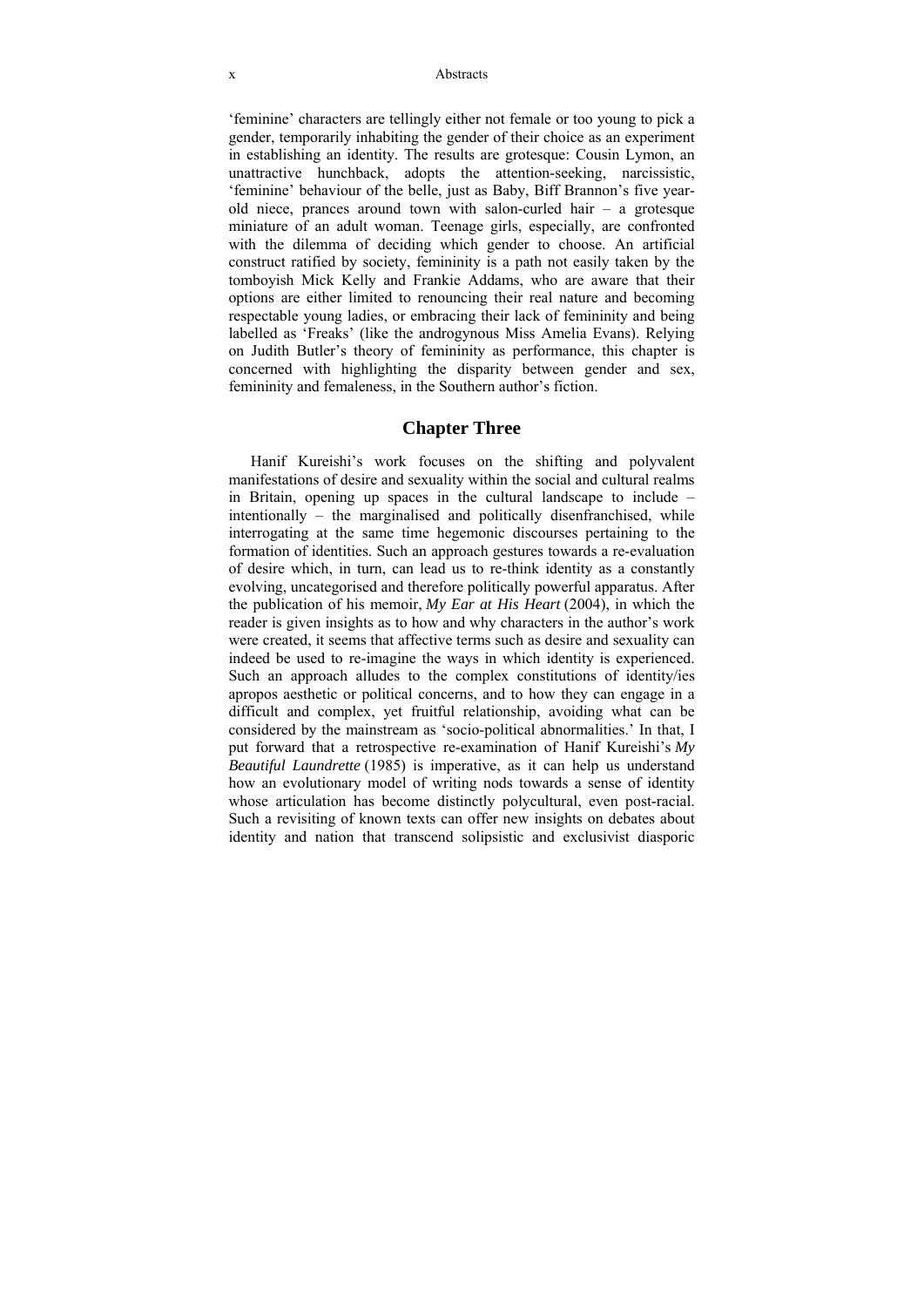'feminine' characters are tellingly either not female or too young to pick a gender, temporarily inhabiting the gender of their choice as an experiment in establishing an identity. The results are grotesque: Cousin Lymon, an unattractive hunchback, adopts the attention-seeking, narcissistic, 'feminine' behaviour of the belle, just as Baby, Biff Brannon's five year-old niece, prances around town with salon-curled hair – a grotesque miniature of an adult woman. Teenage girls, especially, are confronted with the dilemma of deciding which gender to choose. An artificial construct ratified by society, femininity is a path not easily taken by the tomboyish Mick Kelly and Frankie Addams, who are aware that their options are either limited to renouncing their real nature and becoming respectable young ladies, or embracing their lack of femininity and being labelled as 'Freaks' (like the androgynous Miss Amelia Evans). Relying on Judith Butler's theory of femininity as performance, this chapter is concerned with highlighting the disparity between gender and sex, femininity and femaleness, in the Southern author's fiction.

## Chapter Three

Hanif Kureishi's work focuses on the shifting and polyvalent manifestations of desire and sexuality within the social and cultural realms in Britain, opening up spaces in the cultural landscape to include – intentionally – the marginalised and politically disenfranchised, while interrogating at the same time hegemonic discourses pertaining to the formation of identities. Such an approach gestures towards a re-evaluation of desire which, in turn, can lead us to re-think identity as a constantly evolving, uncategorised and therefore politically powerful apparatus. After the publication of his memoir, *My Ear at His Heart* (2004), in which the reader is given insights as to how and why characters in the author's work were created, it seems that affective terms such as desire and sexuality can indeed be used to re-imagine the ways in which identity is experienced. Such an approach alludes to the complex constitutions of identity/ies apropos aesthetic or political concerns, and to how they can engage in a difficult and complex, yet fruitful relationship, avoiding what can be considered by the mainstream as 'socio-political abnormalities.' In that, I put forward that a retrospective re-examination of Hanif Kureishi's *My Beautiful Laundrette* (1985) is imperative, as it can help us understand how an evolutionary model of writing nods towards a sense of identity whose articulation has become distinctly polycultural, even post-racial. Such a revisiting of known texts can offer new insights on debates about identity and nation that transcend solipsistic and exclusivist diasporic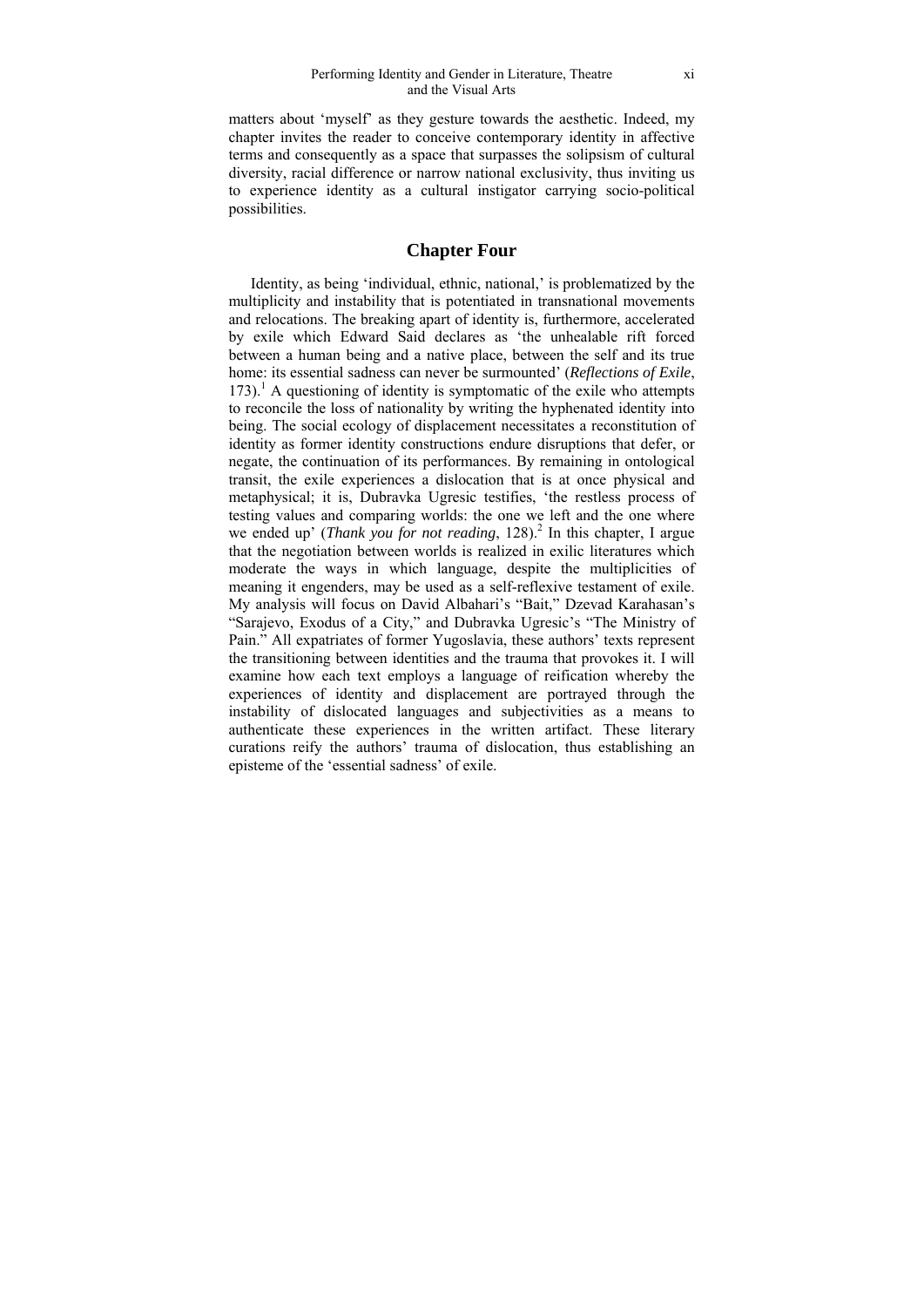matters about 'myself' as they gesture towards the aesthetic. Indeed, my chapter invites the reader to conceive contemporary identity in affective terms and consequently as a space that surpasses the solipsism of cultural diversity, racial difference or narrow national exclusivity, thus inviting us to experience identity as a cultural instigator carrying socio-political possibilities.

## Chapter Four

Identity, as being 'individual, ethnic, national,' is problematized by the multiplicity and instability that is potentiated in transnational movements and relocations. The breaking apart of identity is, furthermore, accelerated by exile which Edward Said declares as 'the unhealable rift forced between a human being and a native place, between the self and its true home: its essential sadness can never be surmounted' (*Reflections of Exile*, 173).[1] A questioning of identity is symptomatic of the exile who attempts to reconcile the loss of nationality by writing the hyphenated identity into being. The social ecology of displacement necessitates a reconstitution of identity as former identity constructions endure disruptions that defer, or negate, the continuation of its performances. By remaining in ontological transit, the exile experiences a dislocation that is at once physical and metaphysical; it is, Dubravka Ugresic testifies, 'the restless process of testing values and comparing worlds: the one we left and the one where we ended up' (*Thank you for not reading*, 128).[2] In this chapter, I argue that the negotiation between worlds is realized in exilic literatures which moderate the ways in which language, despite the multiplicities of meaning it engenders, may be used as a self-reflexive testament of exile. My analysis will focus on David Albahari's "Bait," Dzevad Karahasan's "Sarajevo, Exodus of a City," and Dubravka Ugresic's "The Ministry of Pain." All expatriates of former Yugoslavia, these authors' texts represent the transitioning between identities and the trauma that provokes it. I will examine how each text employs a language of reification whereby the experiences of identity and displacement are portrayed through the instability of dislocated languages and subjectivities as a means to authenticate these experiences in the written artifact. These literary curations reify the authors' trauma of dislocation, thus establishing an episteme of the 'essential sadness' of exile.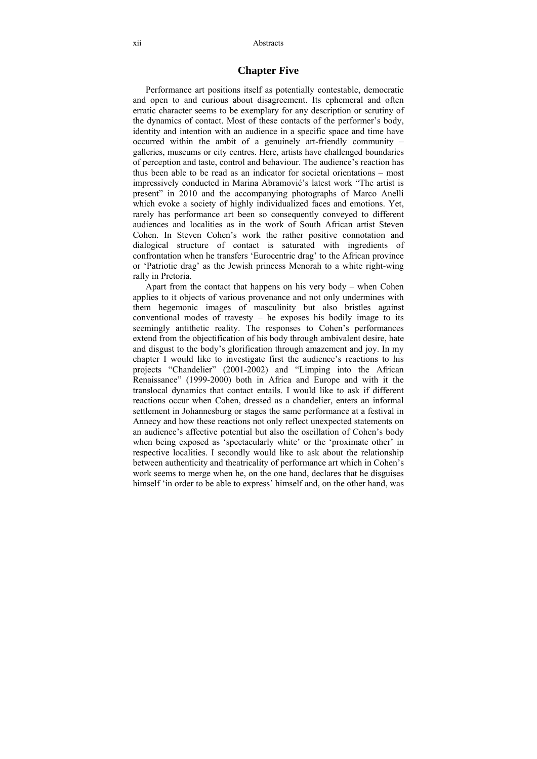## Chapter Five

Performance art positions itself as potentially contestable, democratic and open to and curious about disagreement. Its ephemeral and often erratic character seems to be exemplary for any description or scrutiny of the dynamics of contact. Most of these contacts of the performer's body, identity and intention with an audience in a specific space and time have occurred within the ambit of a genuinely art-friendly community – galleries, museums or city centres. Here, artists have challenged boundaries of perception and taste, control and behaviour. The audience's reaction has thus been able to be read as an indicator for societal orientations – most impressively conducted in Marina Abramović's latest work "The artist is present" in 2010 and the accompanying photographs of Marco Anelli which evoke a society of highly individualized faces and emotions. Yet, rarely has performance art been so consequently conveyed to different audiences and localities as in the work of South African artist Steven Cohen. In Steven Cohen's work the rather positive connotation and dialogical structure of contact is saturated with ingredients of confrontation when he transfers 'Eurocentric drag' to the African province or 'Patriotic drag' as the Jewish princess Menorah to a white right-wing rally in Pretoria.

Apart from the contact that happens on his very body – when Cohen applies to it objects of various provenance and not only undermines with them hegemonic images of masculinity but also bristles against conventional modes of travesty – he exposes his bodily image to its seemingly antithetic reality. The responses to Cohen's performances extend from the objectification of his body through ambivalent desire, hate and disgust to the body's glorification through amazement and joy. In my chapter I would like to investigate first the audience's reactions to his projects "Chandelier" (2001-2002) and "Limping into the African Renaissance" (1999-2000) both in Africa and Europe and with it the translocal dynamics that contact entails. I would like to ask if different reactions occur when Cohen, dressed as a chandelier, enters an informal settlement in Johannesburg or stages the same performance at a festival in Annecy and how these reactions not only reflect unexpected statements on an audience's affective potential but also the oscillation of Cohen's body when being exposed as 'spectacularly white' or the 'proximate other' in respective localities. I secondly would like to ask about the relationship between authenticity and theatricality of performance art which in Cohen's work seems to merge when he, on the one hand, declares that he disguises himself 'in order to be able to express' himself and, on the other hand, was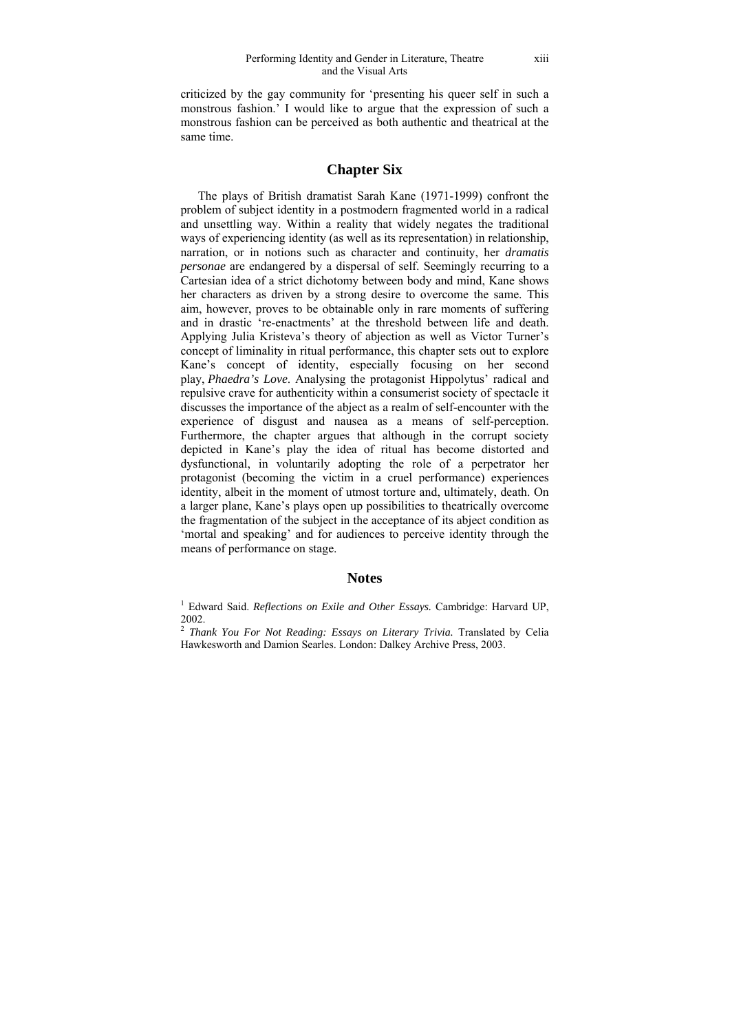criticized by the gay community for 'presenting his queer self in such a monstrous fashion.' I would like to argue that the expression of such a monstrous fashion can be perceived as both authentic and theatrical at the same time.

## Chapter Six

The plays of British dramatist Sarah Kane (1971-1999) confront the problem of subject identity in a postmodern fragmented world in a radical and unsettling way. Within a reality that widely negates the traditional ways of experiencing identity (as well as its representation) in relationship, narration, or in notions such as character and continuity, her *dramatis personae* are endangered by a dispersal of self. Seemingly recurring to a Cartesian idea of a strict dichotomy between body and mind, Kane shows her characters as driven by a strong desire to overcome the same. This aim, however, proves to be obtainable only in rare moments of suffering and in drastic 're-enactments' at the threshold between life and death. Applying Julia Kristeva's theory of abjection as well as Victor Turner's concept of liminality in ritual performance, this chapter sets out to explore Kane's concept of identity, especially focusing on her second play, *Phaedra's Love*. Analysing the protagonist Hippolytus' radical and repulsive crave for authenticity within a consumerist society of spectacle it discusses the importance of the abject as a realm of self-encounter with the experience of disgust and nausea as a means of self-perception. Furthermore, the chapter argues that although in the corrupt society depicted in Kane's play the idea of ritual has become distorted and dysfunctional, in voluntarily adopting the role of a perpetrator her protagonist (becoming the victim in a cruel performance) experiences identity, albeit in the moment of utmost torture and, ultimately, death. On a larger plane, Kane's plays open up possibilities to theatrically overcome the fragmentation of the subject in the acceptance of its abject condition as 'mortal and speaking' and for audiences to perceive identity through the means of performance on stage.

## Notes

[1] Edward Said. *Reflections on Exile and Other Essays.* Cambridge: Harvard UP, 2002.

[2] *Thank You For Not Reading: Essays on Literary Trivia.* Translated by Celia Hawkesworth and Damion Searles. London: Dalkey Archive Press, 2003.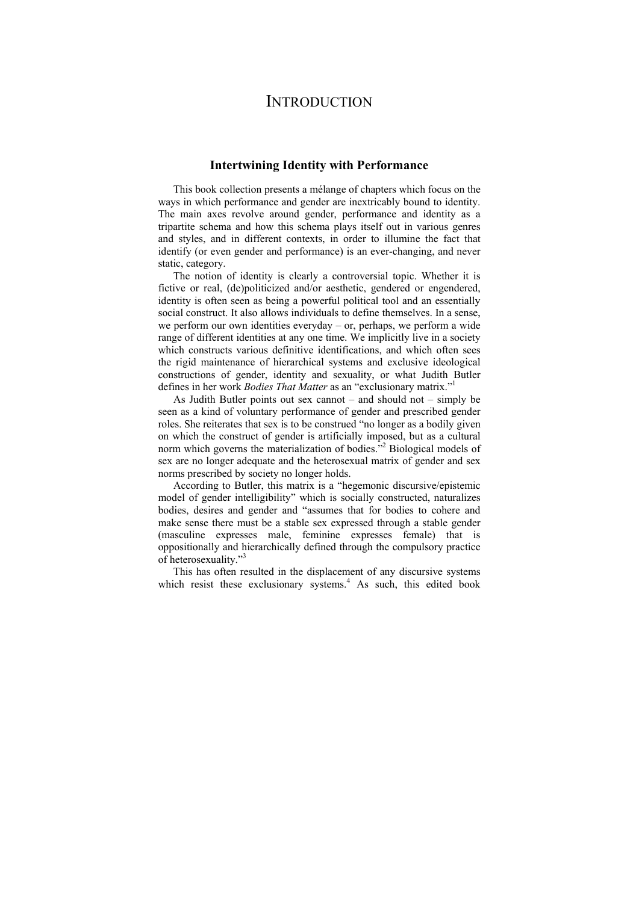# Introduction

## Intertwining Identity with Performance

This book collection presents a mélange of chapters which focus on the ways in which performance and gender are inextricably bound to identity. The main axes revolve around gender, performance and identity as a tripartite schema and how this schema plays itself out in various genres and styles, and in different contexts, in order to illumine the fact that identify (or even gender and performance) is an ever-changing, and never static, category.

The notion of identity is clearly a controversial topic. Whether it is fictive or real, (de)politicized and/or aesthetic, gendered or engendered, identity is often seen as being a powerful political tool and an essentially social construct. It also allows individuals to define themselves. In a sense, we perform our own identities everyday – or, perhaps, we perform a wide range of different identities at any one time. We implicitly live in a society which constructs various definitive identifications, and which often sees the rigid maintenance of hierarchical systems and exclusive ideological constructions of gender, identity and sexuality, or what Judith Butler defines in her work *Bodies That Matter* as an "exclusionary matrix."[1]

As Judith Butler points out sex cannot – and should not – simply be seen as a kind of voluntary performance of gender and prescribed gender roles. She reiterates that sex is to be construed "no longer as a bodily given on which the construct of gender is artificially imposed, but as a cultural norm which governs the materialization of bodies."[2] Biological models of sex are no longer adequate and the heterosexual matrix of gender and sex norms prescribed by society no longer holds.

According to Butler, this matrix is a "hegemonic discursive/epistemic model of gender intelligibility" which is socially constructed, naturalizes bodies, desires and gender and "assumes that for bodies to cohere and make sense there must be a stable sex expressed through a stable gender (masculine expresses male, feminine expresses female) that is oppositionally and hierarchically defined through the compulsory practice of heterosexuality."[3]

This has often resulted in the displacement of any discursive systems which resist these exclusionary systems.[4] As such, this edited book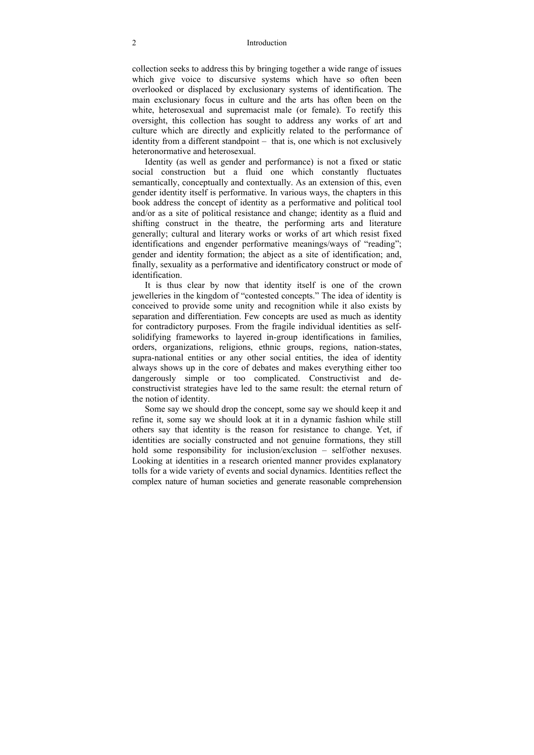collection seeks to address this by bringing together a wide range of issues which give voice to discursive systems which have so often been overlooked or displaced by exclusionary systems of identification. The main exclusionary focus in culture and the arts has often been on the white, heterosexual and supremacist male (or female). To rectify this oversight, this collection has sought to address any works of art and culture which are directly and explicitly related to the performance of identity from a different standpoint – that is, one which is not exclusively heteronormative and heterosexual.

Identity (as well as gender and performance) is not a fixed or static social construction but a fluid one which constantly fluctuates semantically, conceptually and contextually. As an extension of this, even gender identity itself is performative. In various ways, the chapters in this book address the concept of identity as a performative and political tool and/or as a site of political resistance and change; identity as a fluid and shifting construct in the theatre, the performing arts and literature generally; cultural and literary works or works of art which resist fixed identifications and engender performative meanings/ways of "reading"; gender and identity formation; the abject as a site of identification; and, finally, sexuality as a performative and identificatory construct or mode of identification.

It is thus clear by now that identity itself is one of the crown jewelleries in the kingdom of "contested concepts." The idea of identity is conceived to provide some unity and recognition while it also exists by separation and differentiation. Few concepts are used as much as identity for contradictory purposes. From the fragile individual identities as self-solidifying frameworks to layered in-group identifications in families, orders, organizations, religions, ethnic groups, regions, nation-states, supra-national entities or any other social entities, the idea of identity always shows up in the core of debates and makes everything either too dangerously simple or too complicated. Constructivist and de-constructivist strategies have led to the same result: the eternal return of the notion of identity.

Some say we should drop the concept, some say we should keep it and refine it, some say we should look at it in a dynamic fashion while still others say that identity is the reason for resistance to change. Yet, if identities are socially constructed and not genuine formations, they still hold some responsibility for inclusion/exclusion – self/other nexuses. Looking at identities in a research oriented manner provides explanatory tolls for a wide variety of events and social dynamics. Identities reflect the complex nature of human societies and generate reasonable comprehension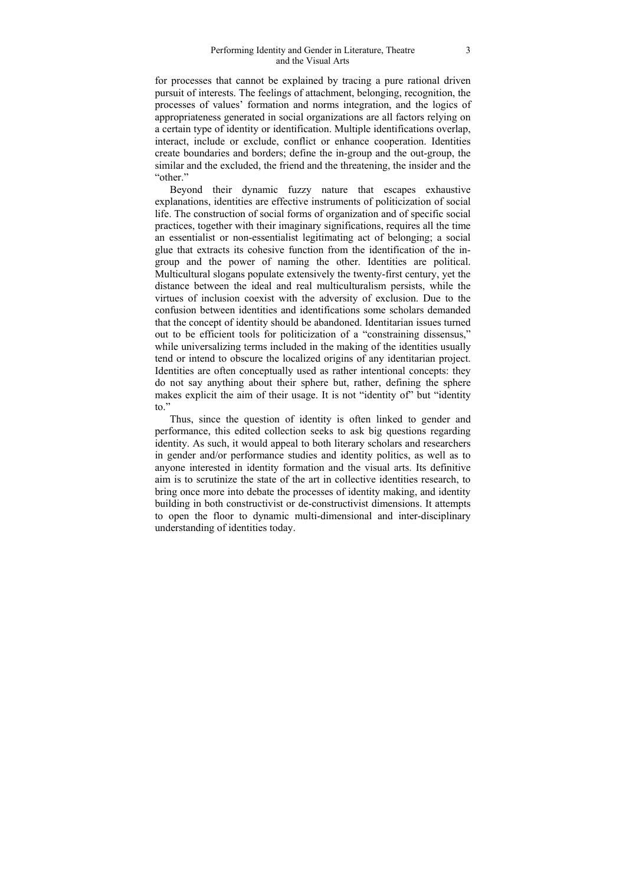for processes that cannot be explained by tracing a pure rational driven pursuit of interests. The feelings of attachment, belonging, recognition, the processes of values' formation and norms integration, and the logics of appropriateness generated in social organizations are all factors relying on a certain type of identity or identification. Multiple identifications overlap, interact, include or exclude, conflict or enhance cooperation. Identities create boundaries and borders; define the in-group and the out-group, the similar and the excluded, the friend and the threatening, the insider and the "other."

Beyond their dynamic fuzzy nature that escapes exhaustive explanations, identities are effective instruments of politicization of social life. The construction of social forms of organization and of specific social practices, together with their imaginary significations, requires all the time an essentialist or non-essentialist legitimating act of belonging; a social glue that extracts its cohesive function from the identification of the in-group and the power of naming the other. Identities are political. Multicultural slogans populate extensively the twenty-first century, yet the distance between the ideal and real multiculturalism persists, while the virtues of inclusion coexist with the adversity of exclusion. Due to the confusion between identities and identifications some scholars demanded that the concept of identity should be abandoned. Identitarian issues turned out to be efficient tools for politicization of a "constraining dissensus," while universalizing terms included in the making of the identities usually tend or intend to obscure the localized origins of any identitarian project. Identities are often conceptually used as rather intentional concepts: they do not say anything about their sphere but, rather, defining the sphere makes explicit the aim of their usage. It is not "identity of" but "identity to."

Thus, since the question of identity is often linked to gender and performance, this edited collection seeks to ask big questions regarding identity. As such, it would appeal to both literary scholars and researchers in gender and/or performance studies and identity politics, as well as to anyone interested in identity formation and the visual arts. Its definitive aim is to scrutinize the state of the art in collective identities research, to bring once more into debate the processes of identity making, and identity building in both constructivist or de-constructivist dimensions. It attempts to open the floor to dynamic multi-dimensional and inter-disciplinary understanding of identities today.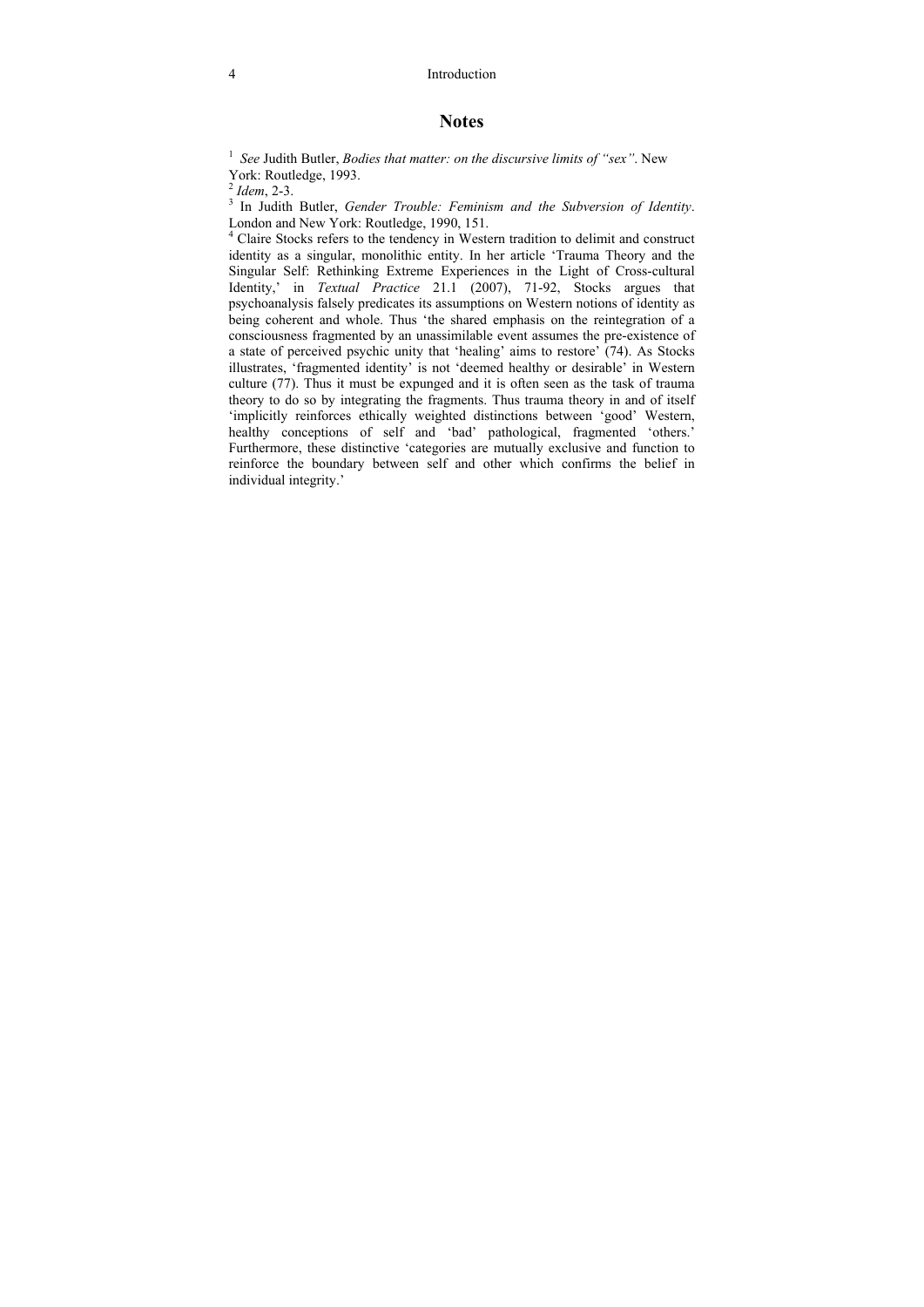## Notes

[1] *See* Judith Butler, *Bodies that matter: on the discursive limits of "sex"*. New York: Routledge, 1993.

[2] *Idem*, 2-3.

[3] In Judith Butler, *Gender Trouble: Feminism and the Subversion of Identity*. London and New York: Routledge, 1990, 151.

[4] Claire Stocks refers to the tendency in Western tradition to delimit and construct identity as a singular, monolithic entity. In her article 'Trauma Theory and the Singular Self: Rethinking Extreme Experiences in the Light of Cross-cultural Identity,' in *Textual Practice* 21.1 (2007), 71-92, Stocks argues that psychoanalysis falsely predicates its assumptions on Western notions of identity as being coherent and whole. Thus 'the shared emphasis on the reintegration of a consciousness fragmented by an unassimilable event assumes the pre-existence of a state of perceived psychic unity that 'healing' aims to restore' (74). As Stocks illustrates, 'fragmented identity' is not 'deemed healthy or desirable' in Western culture (77). Thus it must be expunged and it is often seen as the task of trauma theory to do so by integrating the fragments. Thus trauma theory in and of itself 'implicitly reinforces ethically weighted distinctions between 'good' Western, healthy conceptions of self and 'bad' pathological, fragmented 'others.' Furthermore, these distinctive 'categories are mutually exclusive and function to reinforce the boundary between self and other which confirms the belief in individual integrity.'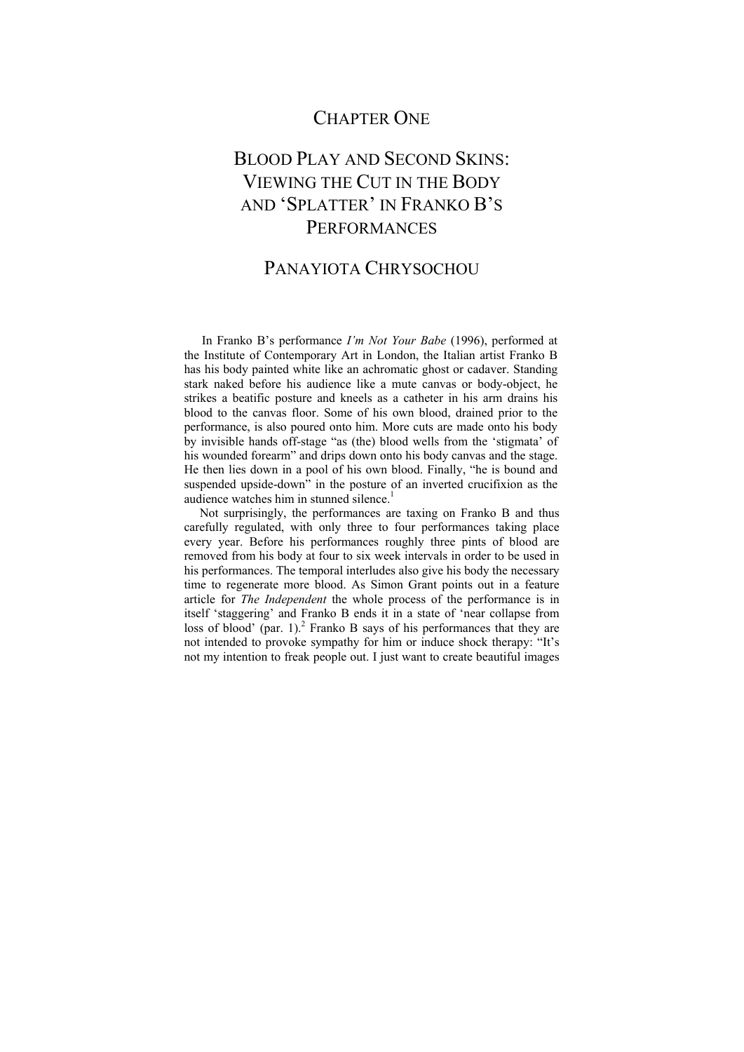# Chapter One

# Blood Play and Second Skins: Viewing the Cut in the Body and 'Splatter' in Franko B's Performances

## Panayiota Chrysochou

In Franko B's performance *I'm Not Your Babe* (1996), performed at the Institute of Contemporary Art in London, the Italian artist Franko B has his body painted white like an achromatic ghost or cadaver. Standing stark naked before his audience like a mute canvas or body-object, he strikes a beatific posture and kneels as a catheter in his arm drains his blood to the canvas floor. Some of his own blood, drained prior to the performance, is also poured onto him. More cuts are made onto his body by invisible hands off-stage "as (the) blood wells from the 'stigmata' of his wounded forearm" and drips down onto his body canvas and the stage. He then lies down in a pool of his own blood. Finally, "he is bound and suspended upside-down" in the posture of an inverted crucifixion as the audience watches him in stunned silence.[1]

Not surprisingly, the performances are taxing on Franko B and thus carefully regulated, with only three to four performances taking place every year. Before his performances roughly three pints of blood are removed from his body at four to six week intervals in order to be used in his performances. The temporal interludes also give his body the necessary time to regenerate more blood. As Simon Grant points out in a feature article for *The Independent* the whole process of the performance is in itself 'staggering' and Franko B ends it in a state of 'near collapse from loss of blood' (par. 1).[2] Franko B says of his performances that they are not intended to provoke sympathy for him or induce shock therapy: "It's not my intention to freak people out. I just want to create beautiful images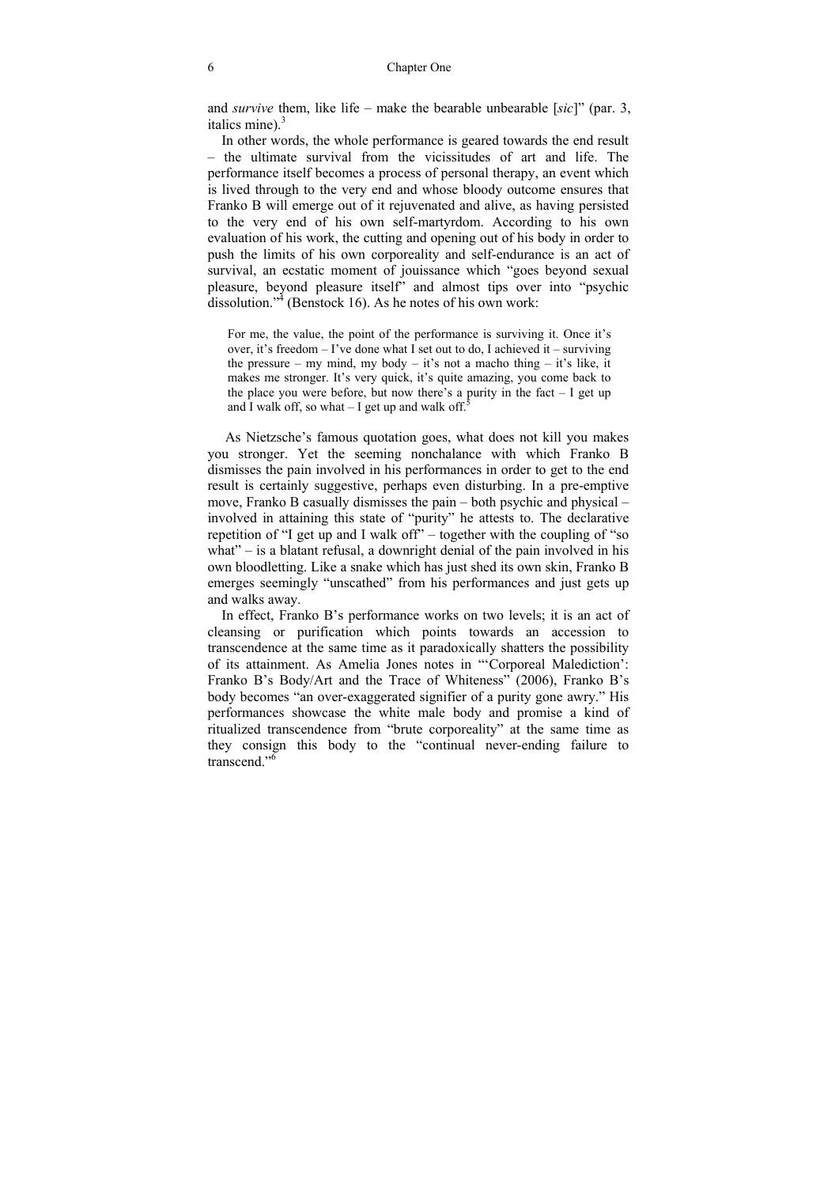and *survive* them, like life – make the bearable unbearable [*sic*]" (par. 3, italics mine).[3]

In other words, the whole performance is geared towards the end result – the ultimate survival from the vicissitudes of art and life. The performance itself becomes a process of personal therapy, an event which is lived through to the very end and whose bloody outcome ensures that Franko B will emerge out of it rejuvenated and alive, as having persisted to the very end of his own self-martyrdom. According to his own evaluation of his work, the cutting and opening out of his body in order to push the limits of his own corporeality and self-endurance is an act of survival, an ecstatic moment of jouissance which "goes beyond sexual pleasure, beyond pleasure itself" and almost tips over into "psychic dissolution."[4] (Benstock 16). As he notes of his own work:

> For me, the value, the point of the performance is surviving it. Once it's over, it's freedom – I've done what I set out to do, I achieved it – surviving the pressure – my mind, my body – it's not a macho thing – it's like, it makes me stronger. It's very quick, it's quite amazing, you come back to the place you were before, but now there's a purity in the fact – I get up and I walk off, so what – I get up and walk off.[5]

As Nietzsche's famous quotation goes, what does not kill you makes you stronger. Yet the seeming nonchalance with which Franko B dismisses the pain involved in his performances in order to get to the end result is certainly suggestive, perhaps even disturbing. In a pre-emptive move, Franko B casually dismisses the pain – both psychic and physical – involved in attaining this state of "purity" he attests to. The declarative repetition of "I get up and I walk off" – together with the coupling of "so what" – is a blatant refusal, a downright denial of the pain involved in his own bloodletting. Like a snake which has just shed its own skin, Franko B emerges seemingly "unscathed" from his performances and just gets up and walks away.

In effect, Franko B's performance works on two levels; it is an act of cleansing or purification which points towards an accession to transcendence at the same time as it paradoxically shatters the possibility of its attainment. As Amelia Jones notes in "'Corporeal Malediction': Franko B's Body/Art and the Trace of Whiteness" (2006), Franko B's body becomes "an over-exaggerated signifier of a purity gone awry." His performances showcase the white male body and promise a kind of ritualized transcendence from "brute corporeality" at the same time as they consign this body to the "continual never-ending failure to transcend."[6]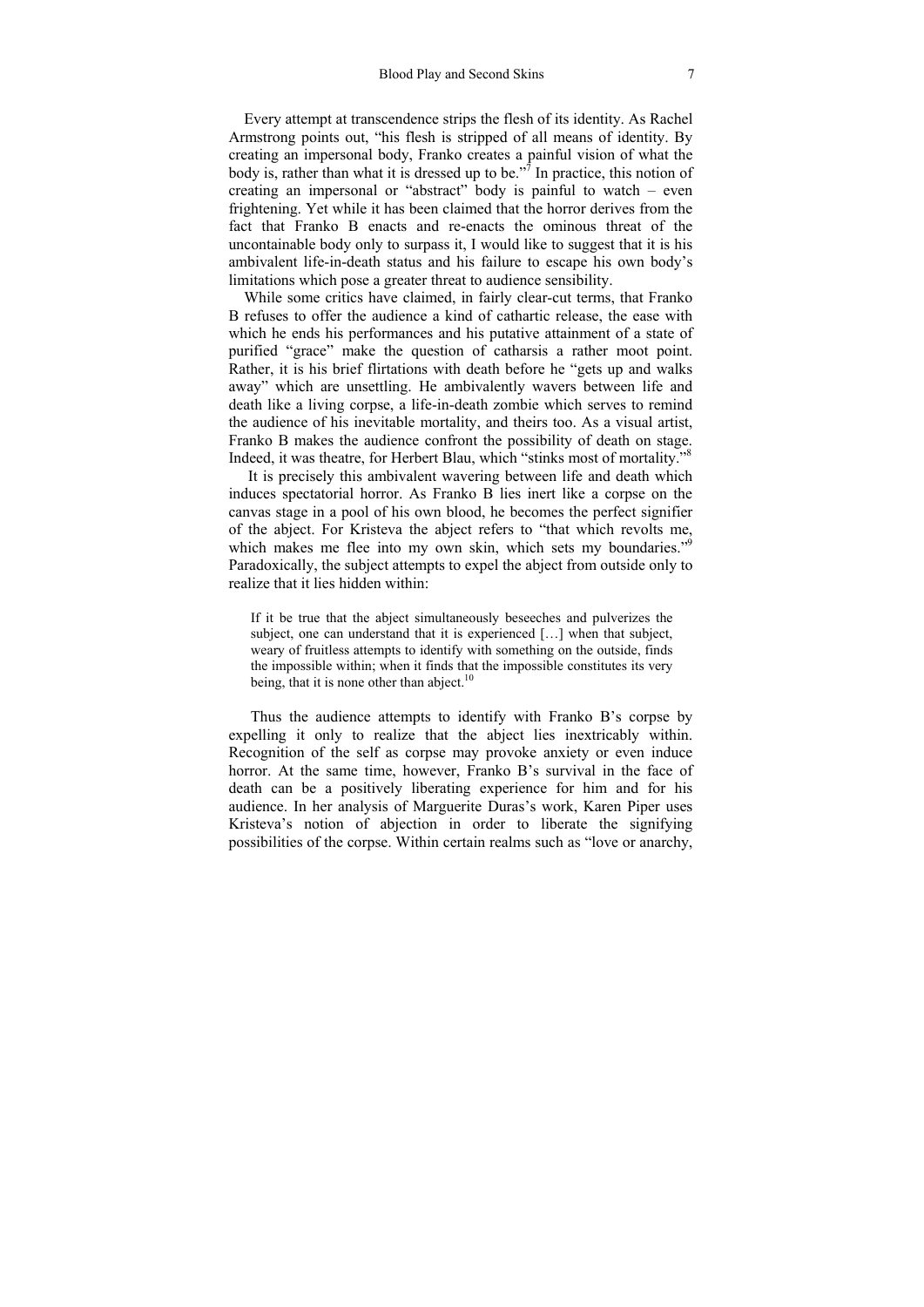Every attempt at transcendence strips the flesh of its identity. As Rachel Armstrong points out, "his flesh is stripped of all means of identity. By creating an impersonal body, Franko creates a painful vision of what the body is, rather than what it is dressed up to be."[7] In practice, this notion of creating an impersonal or "abstract" body is painful to watch – even frightening. Yet while it has been claimed that the horror derives from the fact that Franko B enacts and re-enacts the ominous threat of the uncontainable body only to surpass it, I would like to suggest that it is his ambivalent life-in-death status and his failure to escape his own body's limitations which pose a greater threat to audience sensibility.

While some critics have claimed, in fairly clear-cut terms, that Franko B refuses to offer the audience a kind of cathartic release, the ease with which he ends his performances and his putative attainment of a state of purified "grace" make the question of catharsis a rather moot point. Rather, it is his brief flirtations with death before he "gets up and walks away" which are unsettling. He ambivalently wavers between life and death like a living corpse, a life-in-death zombie which serves to remind the audience of his inevitable mortality, and theirs too. As a visual artist, Franko B makes the audience confront the possibility of death on stage. Indeed, it was theatre, for Herbert Blau, which "stinks most of mortality."[8]

It is precisely this ambivalent wavering between life and death which induces spectatorial horror. As Franko B lies inert like a corpse on the canvas stage in a pool of his own blood, he becomes the perfect signifier of the abject. For Kristeva the abject refers to "that which revolts me, which makes me flee into my own skin, which sets my boundaries."[9] Paradoxically, the subject attempts to expel the abject from outside only to realize that it lies hidden within:

> If it be true that the abject simultaneously beseeches and pulverizes the subject, one can understand that it is experienced […] when that subject, weary of fruitless attempts to identify with something on the outside, finds the impossible within; when it finds that the impossible constitutes its very being, that it is none other than abject.[10]

Thus the audience attempts to identify with Franko B's corpse by expelling it only to realize that the abject lies inextricably within. Recognition of the self as corpse may provoke anxiety or even induce horror. At the same time, however, Franko B's survival in the face of death can be a positively liberating experience for him and for his audience. In her analysis of Marguerite Duras's work, Karen Piper uses Kristeva's notion of abjection in order to liberate the signifying possibilities of the corpse. Within certain realms such as "love or anarchy,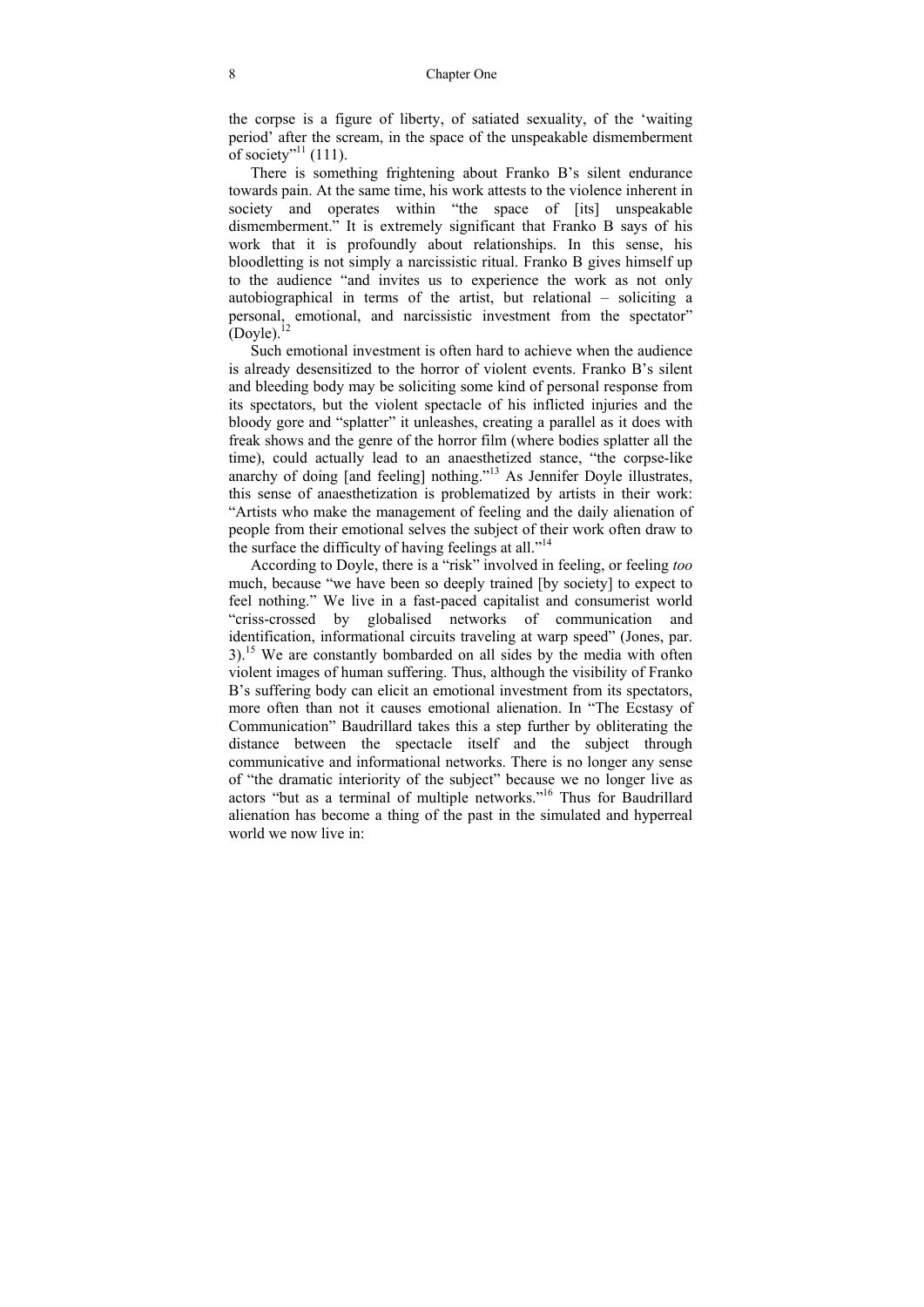the corpse is a figure of liberty, of satiated sexuality, of the 'waiting period' after the scream, in the space of the unspeakable dismemberment of society"[11] (111).

There is something frightening about Franko B's silent endurance towards pain. At the same time, his work attests to the violence inherent in society and operates within "the space of [its] unspeakable dismemberment." It is extremely significant that Franko B says of his work that it is profoundly about relationships. In this sense, his bloodletting is not simply a narcissistic ritual. Franko B gives himself up to the audience "and invites us to experience the work as not only autobiographical in terms of the artist, but relational – soliciting a personal, emotional, and narcissistic investment from the spectator" (Doyle).[12]

Such emotional investment is often hard to achieve when the audience is already desensitized to the horror of violent events. Franko B's silent and bleeding body may be soliciting some kind of personal response from its spectators, but the violent spectacle of his inflicted injuries and the bloody gore and "splatter" it unleashes, creating a parallel as it does with freak shows and the genre of the horror film (where bodies splatter all the time), could actually lead to an anaesthetized stance, "the corpse-like anarchy of doing [and feeling] nothing."[13] As Jennifer Doyle illustrates, this sense of anaesthetization is problematized by artists in their work: "Artists who make the management of feeling and the daily alienation of people from their emotional selves the subject of their work often draw to the surface the difficulty of having feelings at all."[14]

According to Doyle, there is a "risk" involved in feeling, or feeling *too* much, because "we have been so deeply trained [by society] to expect to feel nothing." We live in a fast-paced capitalist and consumerist world "criss-crossed by globalised networks of communication and identification, informational circuits traveling at warp speed" (Jones, par. 3).[15] We are constantly bombarded on all sides by the media with often violent images of human suffering. Thus, although the visibility of Franko B's suffering body can elicit an emotional investment from its spectators, more often than not it causes emotional alienation. In "The Ecstasy of Communication" Baudrillard takes this a step further by obliterating the distance between the spectacle itself and the subject through communicative and informational networks. There is no longer any sense of "the dramatic interiority of the subject" because we no longer live as actors "but as a terminal of multiple networks."[16] Thus for Baudrillard alienation has become a thing of the past in the simulated and hyperreal world we now live in: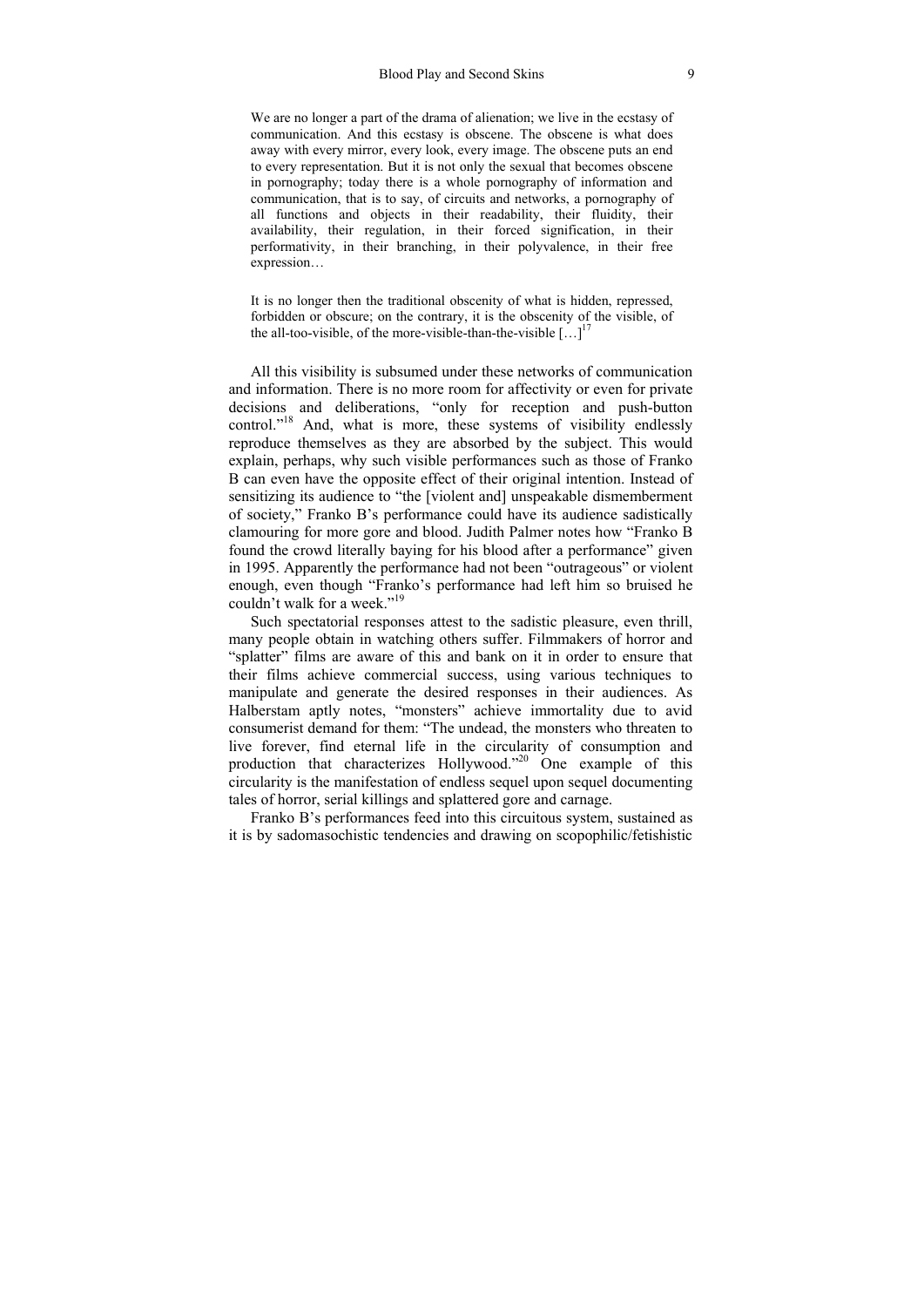> We are no longer a part of the drama of alienation; we live in the ecstasy of communication. And this ecstasy is obscene. The obscene is what does away with every mirror, every look, every image. The obscene puts an end to every representation. But it is not only the sexual that becomes obscene in pornography; today there is a whole pornography of information and communication, that is to say, of circuits and networks, a pornography of all functions and objects in their readability, their fluidity, their availability, their regulation, in their forced signification, in their performativity, in their branching, in their polyvalence, in their free expression…
>
> It is no longer then the traditional obscenity of what is hidden, repressed, forbidden or obscure; on the contrary, it is the obscenity of the visible, of the all-too-visible, of the more-visible-than-the-visible […][17]

All this visibility is subsumed under these networks of communication and information. There is no more room for affectivity or even for private decisions and deliberations, "only for reception and push-button control."[18] And, what is more, these systems of visibility endlessly reproduce themselves as they are absorbed by the subject. This would explain, perhaps, why such visible performances such as those of Franko B can even have the opposite effect of their original intention. Instead of sensitizing its audience to "the [violent and] unspeakable dismemberment of society," Franko B's performance could have its audience sadistically clamouring for more gore and blood. Judith Palmer notes how "Franko B found the crowd literally baying for his blood after a performance" given in 1995. Apparently the performance had not been "outrageous" or violent enough, even though "Franko's performance had left him so bruised he couldn't walk for a week."[19]

Such spectatorial responses attest to the sadistic pleasure, even thrill, many people obtain in watching others suffer. Filmmakers of horror and "splatter" films are aware of this and bank on it in order to ensure that their films achieve commercial success, using various techniques to manipulate and generate the desired responses in their audiences. As Halberstam aptly notes, "monsters" achieve immortality due to avid consumerist demand for them: "The undead, the monsters who threaten to live forever, find eternal life in the circularity of consumption and production that characterizes Hollywood."[20] One example of this circularity is the manifestation of endless sequel upon sequel documenting tales of horror, serial killings and splattered gore and carnage.

Franko B's performances feed into this circuitous system, sustained as it is by sadomasochistic tendencies and drawing on scopophilic/fetishistic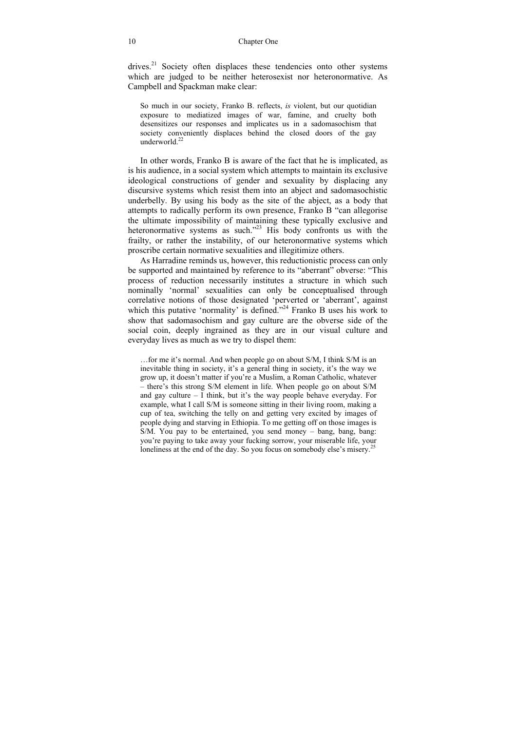drives.[21] Society often displaces these tendencies onto other systems which are judged to be neither heterosexist nor heteronormative. As Campbell and Spackman make clear:

> So much in our society, Franko B. reflects, *is* violent, but our quotidian exposure to mediatized images of war, famine, and cruelty both desensitizes our responses and implicates us in a sadomasochism that society conveniently displaces behind the closed doors of the gay underworld.[22]

In other words, Franko B is aware of the fact that he is implicated, as is his audience, in a social system which attempts to maintain its exclusive ideological constructions of gender and sexuality by displacing any discursive systems which resist them into an abject and sadomasochistic underbelly. By using his body as the site of the abject, as a body that attempts to radically perform its own presence, Franko B "can allegorise the ultimate impossibility of maintaining these typically exclusive and heteronormative systems as such."[23] His body confronts us with the frailty, or rather the instability, of our heteronormative systems which proscribe certain normative sexualities and illegitimize others.

As Harradine reminds us, however, this reductionistic process can only be supported and maintained by reference to its "aberrant" obverse: "This process of reduction necessarily institutes a structure in which such nominally 'normal' sexualities can only be conceptualised through correlative notions of those designated 'perverted or 'aberrant', against which this putative 'normality' is defined."[24] Franko B uses his work to show that sadomasochism and gay culture are the obverse side of the social coin, deeply ingrained as they are in our visual culture and everyday lives as much as we try to dispel them:

> …for me it's normal. And when people go on about S/M, I think S/M is an inevitable thing in society, it's a general thing in society, it's the way we grow up, it doesn't matter if you're a Muslim, a Roman Catholic, whatever – there's this strong S/M element in life. When people go on about S/M and gay culture – I think, but it's the way people behave everyday. For example, what I call S/M is someone sitting in their living room, making a cup of tea, switching the telly on and getting very excited by images of people dying and starving in Ethiopia. To me getting off on those images is S/M. You pay to be entertained, you send money – bang, bang, bang: you're paying to take away your fucking sorrow, your miserable life, your loneliness at the end of the day. So you focus on somebody else's misery.[25]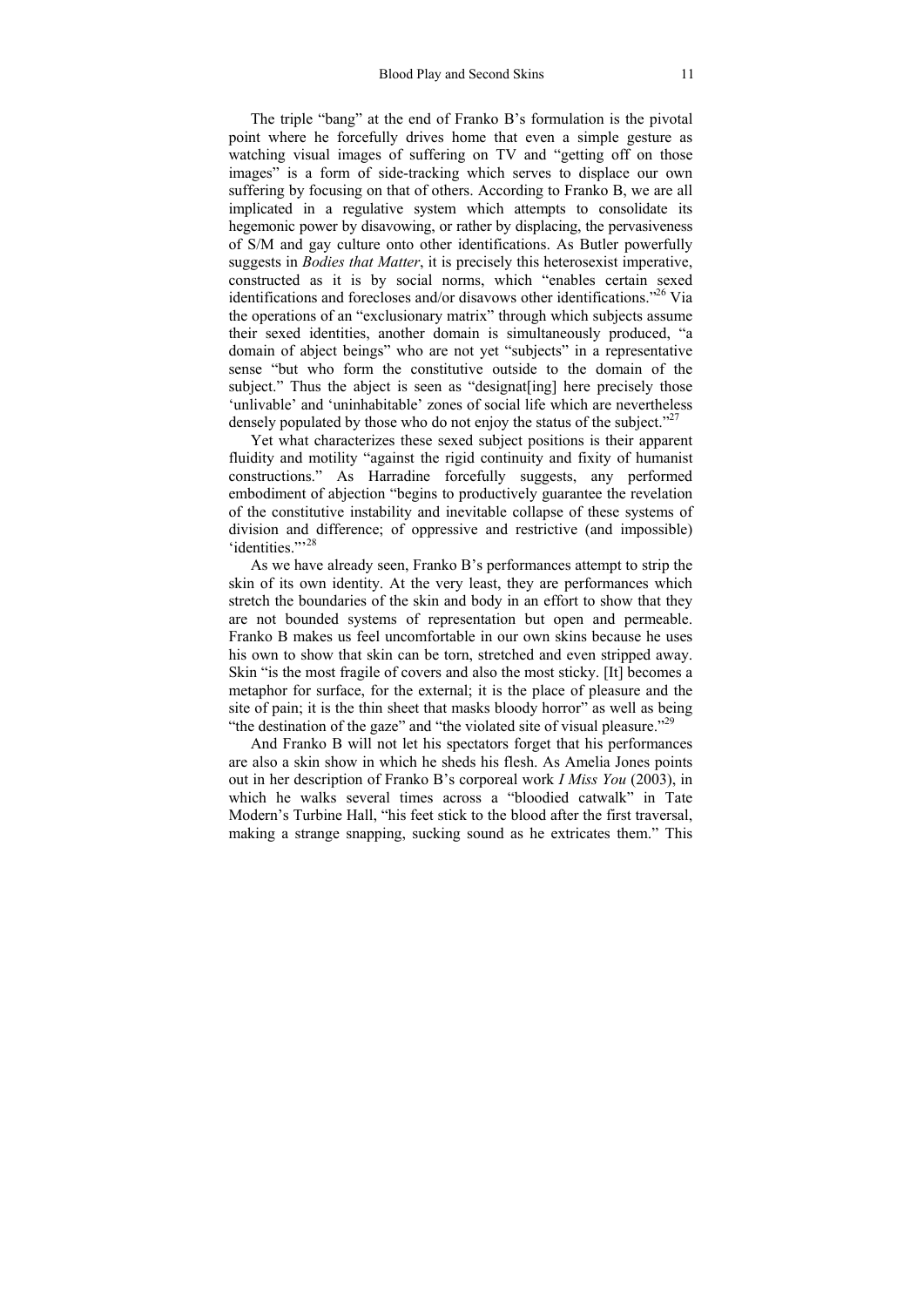The triple "bang" at the end of Franko B's formulation is the pivotal point where he forcefully drives home that even a simple gesture as watching visual images of suffering on TV and "getting off on those images" is a form of side-tracking which serves to displace our own suffering by focusing on that of others. According to Franko B, we are all implicated in a regulative system which attempts to consolidate its hegemonic power by disavowing, or rather by displacing, the pervasiveness of S/M and gay culture onto other identifications. As Butler powerfully suggests in *Bodies that Matter*, it is precisely this heterosexist imperative, constructed as it is by social norms, which "enables certain sexed identifications and forecloses and/or disavows other identifications."[26] Via the operations of an "exclusionary matrix" through which subjects assume their sexed identities, another domain is simultaneously produced, "a domain of abject beings" who are not yet "subjects" in a representative sense "but who form the constitutive outside to the domain of the subject." Thus the abject is seen as "designat[ing] here precisely those 'unlivable' and 'uninhabitable' zones of social life which are nevertheless densely populated by those who do not enjoy the status of the subject."[27]

Yet what characterizes these sexed subject positions is their apparent fluidity and motility "against the rigid continuity and fixity of humanist constructions." As Harradine forcefully suggests, any performed embodiment of abjection "begins to productively guarantee the revelation of the constitutive instability and inevitable collapse of these systems of division and difference; of oppressive and restrictive (and impossible) 'identities.'"[28]

As we have already seen, Franko B's performances attempt to strip the skin of its own identity. At the very least, they are performances which stretch the boundaries of the skin and body in an effort to show that they are not bounded systems of representation but open and permeable. Franko B makes us feel uncomfortable in our own skins because he uses his own to show that skin can be torn, stretched and even stripped away. Skin "is the most fragile of covers and also the most sticky. [It] becomes a metaphor for surface, for the external; it is the place of pleasure and the site of pain; it is the thin sheet that masks bloody horror" as well as being "the destination of the gaze" and "the violated site of visual pleasure."[29]

And Franko B will not let his spectators forget that his performances are also a skin show in which he sheds his flesh. As Amelia Jones points out in her description of Franko B's corporeal work *I Miss You* (2003), in which he walks several times across a "bloodied catwalk" in Tate Modern's Turbine Hall, "his feet stick to the blood after the first traversal, making a strange snapping, sucking sound as he extricates them." This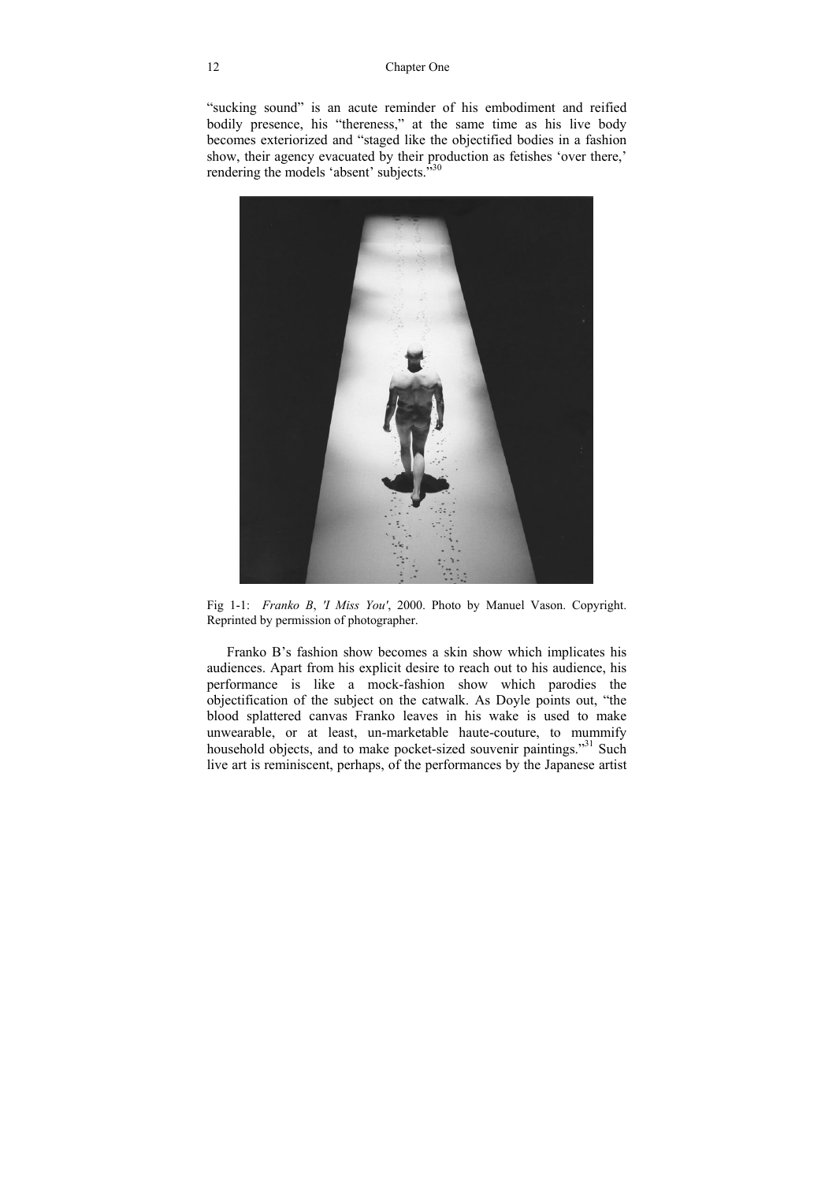"sucking sound" is an acute reminder of his embodiment and reified bodily presence, his "thereness," at the same time as his live body becomes exteriorized and "staged like the objectified bodies in a fashion show, their agency evacuated by their production as fetishes 'over there,' rendering the models 'absent' subjects."[30]

Fig 1-1: *Franko B*, *'I Miss You'*, 2000. Photo by Manuel Vason. Copyright. Reprinted by permission of photographer.

Franko B's fashion show becomes a skin show which implicates his audiences. Apart from his explicit desire to reach out to his audience, his performance is like a mock-fashion show which parodies the objectification of the subject on the catwalk. As Doyle points out, "the blood splattered canvas Franko leaves in his wake is used to make unwearable, or at least, un-marketable haute-couture, to mummify household objects, and to make pocket-sized souvenir paintings."[31] Such live art is reminiscent, perhaps, of the performances by the Japanese artist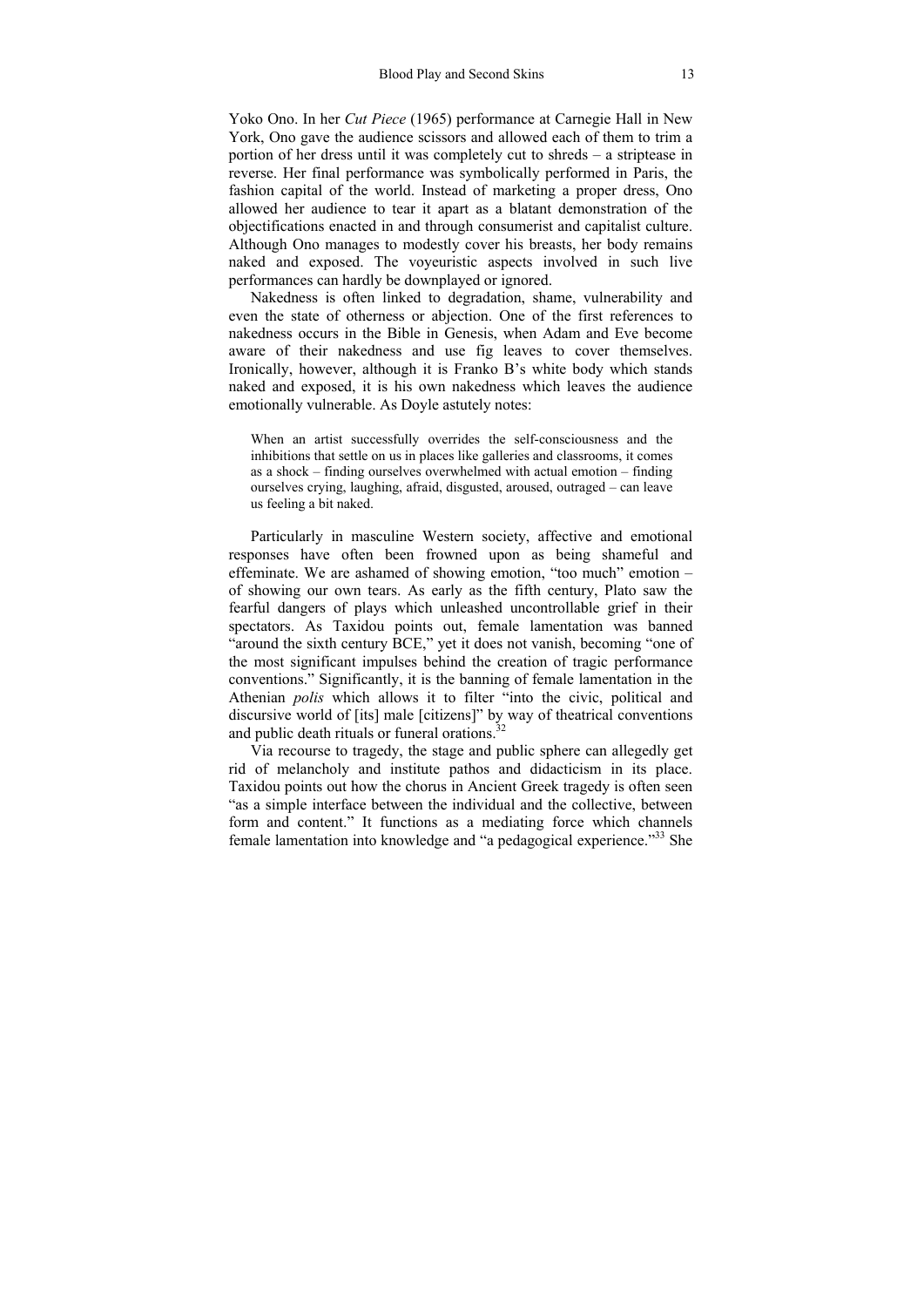Yoko Ono. In her *Cut Piece* (1965) performance at Carnegie Hall in New York, Ono gave the audience scissors and allowed each of them to trim a portion of her dress until it was completely cut to shreds – a striptease in reverse. Her final performance was symbolically performed in Paris, the fashion capital of the world. Instead of marketing a proper dress, Ono allowed her audience to tear it apart as a blatant demonstration of the objectifications enacted in and through consumerist and capitalist culture. Although Ono manages to modestly cover his breasts, her body remains naked and exposed. The voyeuristic aspects involved in such live performances can hardly be downplayed or ignored.

Nakedness is often linked to degradation, shame, vulnerability and even the state of otherness or abjection. One of the first references to nakedness occurs in the Bible in Genesis, when Adam and Eve become aware of their nakedness and use fig leaves to cover themselves. Ironically, however, although it is Franko B's white body which stands naked and exposed, it is his own nakedness which leaves the audience emotionally vulnerable. As Doyle astutely notes:

> When an artist successfully overrides the self-consciousness and the inhibitions that settle on us in places like galleries and classrooms, it comes as a shock – finding ourselves overwhelmed with actual emotion – finding ourselves crying, laughing, afraid, disgusted, aroused, outraged – can leave us feeling a bit naked.

Particularly in masculine Western society, affective and emotional responses have often been frowned upon as being shameful and effeminate. We are ashamed of showing emotion, "too much" emotion – of showing our own tears. As early as the fifth century, Plato saw the fearful dangers of plays which unleashed uncontrollable grief in their spectators. As Taxidou points out, female lamentation was banned "around the sixth century BCE," yet it does not vanish, becoming "one of the most significant impulses behind the creation of tragic performance conventions." Significantly, it is the banning of female lamentation in the Athenian *polis* which allows it to filter "into the civic, political and discursive world of [its] male [citizens]" by way of theatrical conventions and public death rituals or funeral orations.[32]

Via recourse to tragedy, the stage and public sphere can allegedly get rid of melancholy and institute pathos and didacticism in its place. Taxidou points out how the chorus in Ancient Greek tragedy is often seen "as a simple interface between the individual and the collective, between form and content." It functions as a mediating force which channels female lamentation into knowledge and "a pedagogical experience."[33] She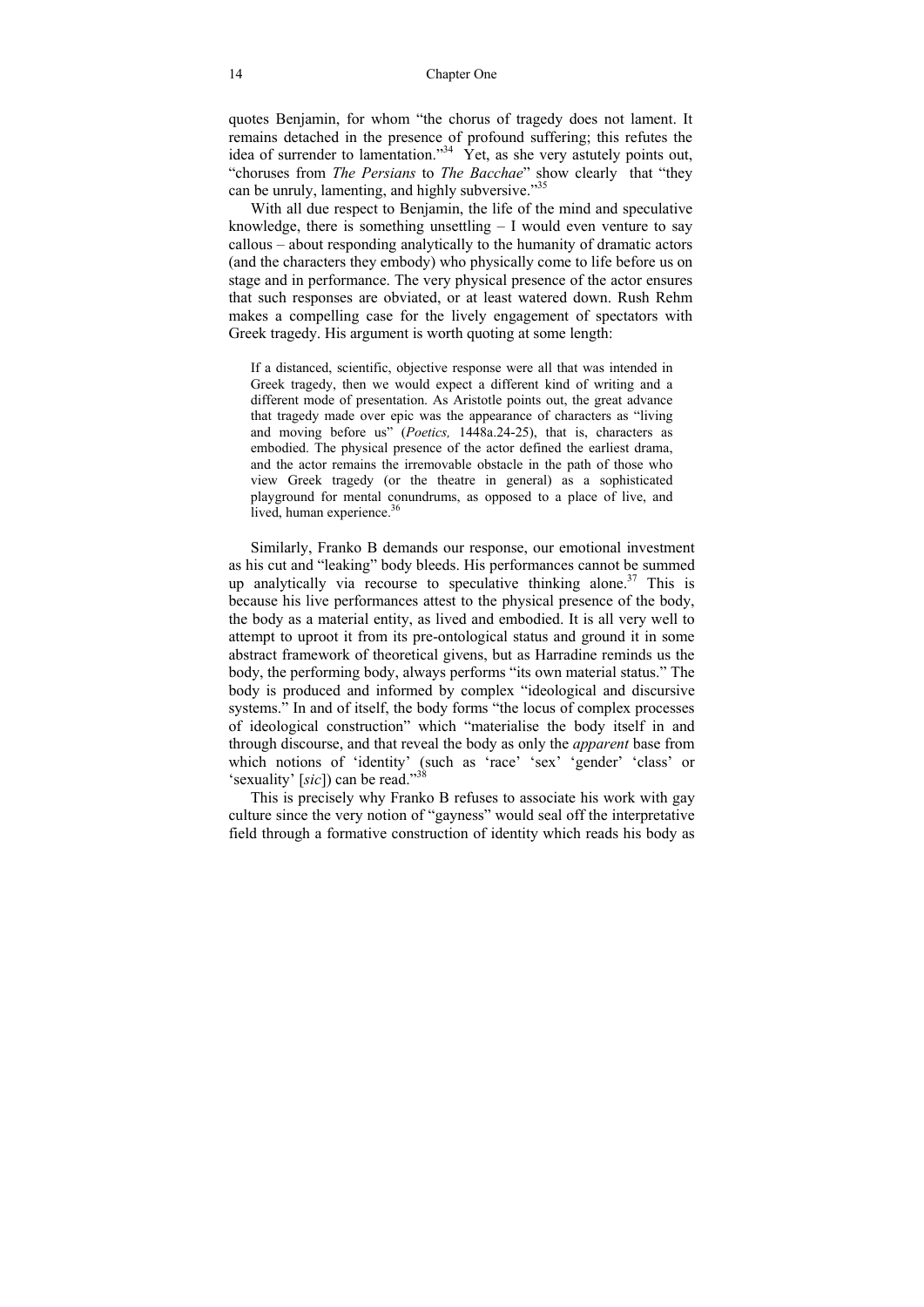quotes Benjamin, for whom "the chorus of tragedy does not lament. It remains detached in the presence of profound suffering; this refutes the idea of surrender to lamentation."[34] Yet, as she very astutely points out, "choruses from *The Persians* to *The Bacchae*" show clearly that "they can be unruly, lamenting, and highly subversive."[35]

With all due respect to Benjamin, the life of the mind and speculative knowledge, there is something unsettling – I would even venture to say callous – about responding analytically to the humanity of dramatic actors (and the characters they embody) who physically come to life before us on stage and in performance. The very physical presence of the actor ensures that such responses are obviated, or at least watered down. Rush Rehm makes a compelling case for the lively engagement of spectators with Greek tragedy. His argument is worth quoting at some length:

> If a distanced, scientific, objective response were all that was intended in Greek tragedy, then we would expect a different kind of writing and a different mode of presentation. As Aristotle points out, the great advance that tragedy made over epic was the appearance of characters as "living and moving before us" (*Poetics,* 1448a.24-25), that is, characters as embodied. The physical presence of the actor defined the earliest drama, and the actor remains the irremovable obstacle in the path of those who view Greek tragedy (or the theatre in general) as a sophisticated playground for mental conundrums, as opposed to a place of live, and lived, human experience.[36]

Similarly, Franko B demands our response, our emotional investment as his cut and "leaking" body bleeds. His performances cannot be summed up analytically via recourse to speculative thinking alone.[37] This is because his live performances attest to the physical presence of the body, the body as a material entity, as lived and embodied. It is all very well to attempt to uproot it from its pre-ontological status and ground it in some abstract framework of theoretical givens, but as Harradine reminds us the body, the performing body, always performs "its own material status." The body is produced and informed by complex "ideological and discursive systems." In and of itself, the body forms "the locus of complex processes of ideological construction" which "materialise the body itself in and through discourse, and that reveal the body as only the *apparent* base from which notions of 'identity' (such as 'race' 'sex' 'gender' 'class' or 'sexuality' [*sic*]) can be read."[38]

This is precisely why Franko B refuses to associate his work with gay culture since the very notion of "gayness" would seal off the interpretative field through a formative construction of identity which reads his body as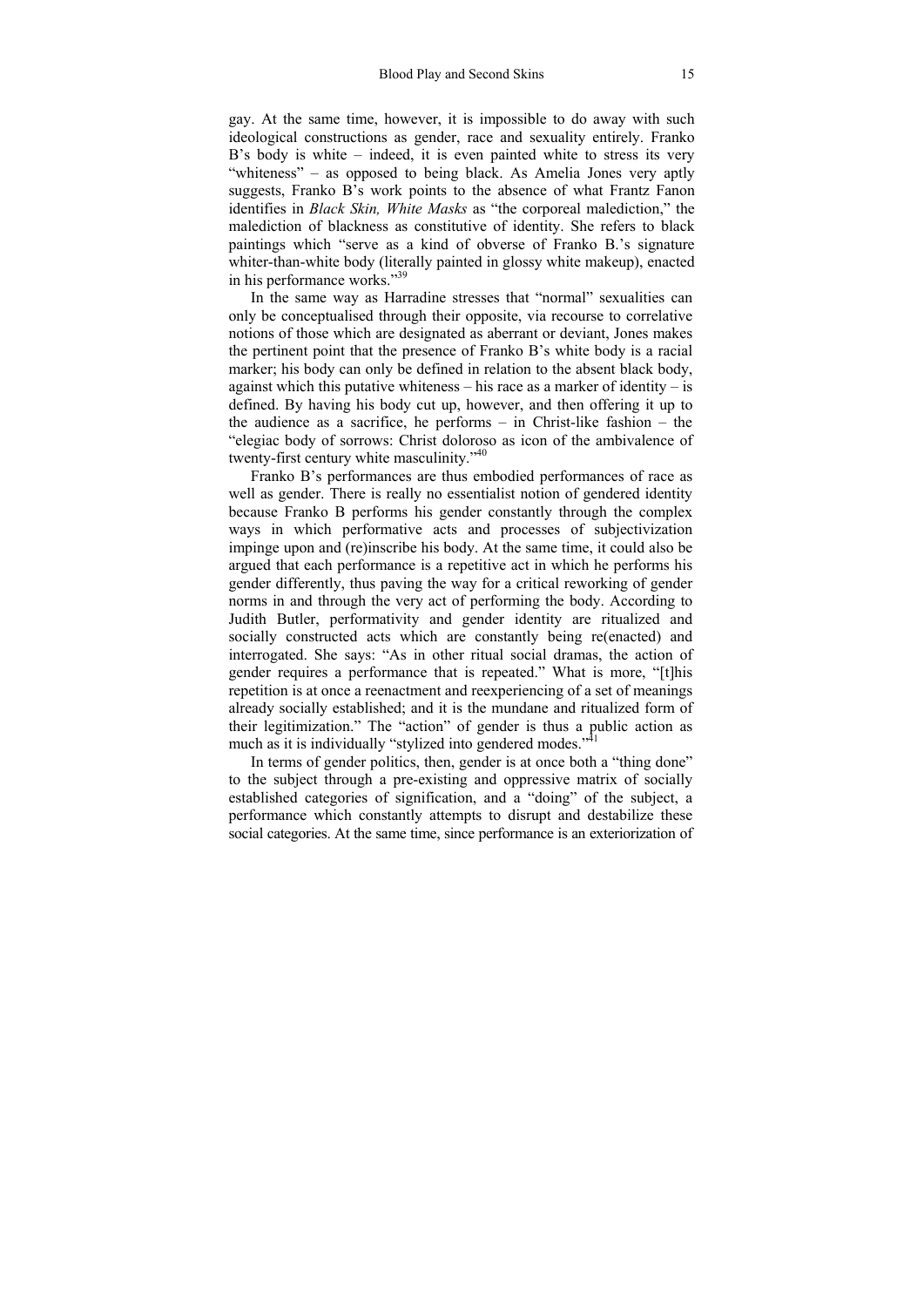gay. At the same time, however, it is impossible to do away with such ideological constructions as gender, race and sexuality entirely. Franko B's body is white – indeed, it is even painted white to stress its very "whiteness" – as opposed to being black. As Amelia Jones very aptly suggests, Franko B's work points to the absence of what Frantz Fanon identifies in *Black Skin, White Masks* as "the corporeal malediction," the malediction of blackness as constitutive of identity. She refers to black paintings which "serve as a kind of obverse of Franko B.'s signature whiter-than-white body (literally painted in glossy white makeup), enacted in his performance works."[39]

In the same way as Harradine stresses that "normal" sexualities can only be conceptualised through their opposite, via recourse to correlative notions of those which are designated as aberrant or deviant, Jones makes the pertinent point that the presence of Franko B's white body is a racial marker; his body can only be defined in relation to the absent black body, against which this putative whiteness – his race as a marker of identity – is defined. By having his body cut up, however, and then offering it up to the audience as a sacrifice, he performs – in Christ-like fashion – the "elegiac body of sorrows: Christ doloroso as icon of the ambivalence of twenty-first century white masculinity."[40]

Franko B's performances are thus embodied performances of race as well as gender. There is really no essentialist notion of gendered identity because Franko B performs his gender constantly through the complex ways in which performative acts and processes of subjectivization impinge upon and (re)inscribe his body. At the same time, it could also be argued that each performance is a repetitive act in which he performs his gender differently, thus paving the way for a critical reworking of gender norms in and through the very act of performing the body. According to Judith Butler, performativity and gender identity are ritualized and socially constructed acts which are constantly being re(enacted) and interrogated. She says: "As in other ritual social dramas, the action of gender requires a performance that is repeated." What is more, "[t]his repetition is at once a reenactment and reexperiencing of a set of meanings already socially established; and it is the mundane and ritualized form of their legitimization." The "action" of gender is thus a public action as much as it is individually "stylized into gendered modes."[41]

In terms of gender politics, then, gender is at once both a "thing done" to the subject through a pre-existing and oppressive matrix of socially established categories of signification, and a "doing" of the subject, a performance which constantly attempts to disrupt and destabilize these social categories. At the same time, since performance is an exteriorization of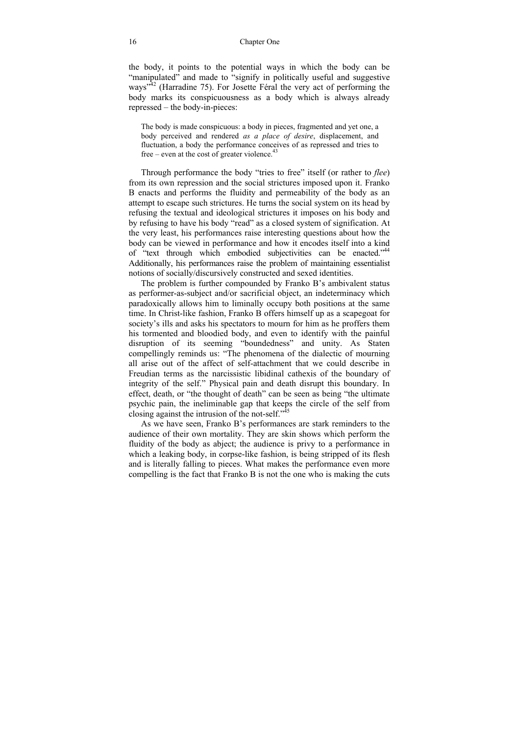the body, it points to the potential ways in which the body can be "manipulated" and made to "signify in politically useful and suggestive ways"[42] (Harradine 75). For Josette Féral the very act of performing the body marks its conspicuousness as a body which is always already repressed – the body-in-pieces:

> The body is made conspicuous: a body in pieces, fragmented and yet one, a body perceived and rendered *as a place of desire*, displacement, and fluctuation, a body the performance conceives of as repressed and tries to free – even at the cost of greater violence.[43]

Through performance the body "tries to free" itself (or rather to *flee*) from its own repression and the social strictures imposed upon it. Franko B enacts and performs the fluidity and permeability of the body as an attempt to escape such strictures. He turns the social system on its head by refusing the textual and ideological strictures it imposes on his body and by refusing to have his body "read" as a closed system of signification. At the very least, his performances raise interesting questions about how the body can be viewed in performance and how it encodes itself into a kind of "text through which embodied subjectivities can be enacted."[44] Additionally, his performances raise the problem of maintaining essentialist notions of socially/discursively constructed and sexed identities.

The problem is further compounded by Franko B's ambivalent status as performer-as-subject and/or sacrificial object, an indeterminacy which paradoxically allows him to liminally occupy both positions at the same time. In Christ-like fashion, Franko B offers himself up as a scapegoat for society's ills and asks his spectators to mourn for him as he proffers them his tormented and bloodied body, and even to identify with the painful disruption of its seeming "boundedness" and unity. As Staten compellingly reminds us: "The phenomena of the dialectic of mourning all arise out of the affect of self-attachment that we could describe in Freudian terms as the narcissistic libidinal cathexis of the boundary of integrity of the self." Physical pain and death disrupt this boundary. In effect, death, or "the thought of death" can be seen as being "the ultimate psychic pain, the ineliminable gap that keeps the circle of the self from closing against the intrusion of the not-self."[45]

As we have seen, Franko B's performances are stark reminders to the audience of their own mortality. They are skin shows which perform the fluidity of the body as abject; the audience is privy to a performance in which a leaking body, in corpse-like fashion, is being stripped of its flesh and is literally falling to pieces. What makes the performance even more compelling is the fact that Franko B is not the one who is making the cuts